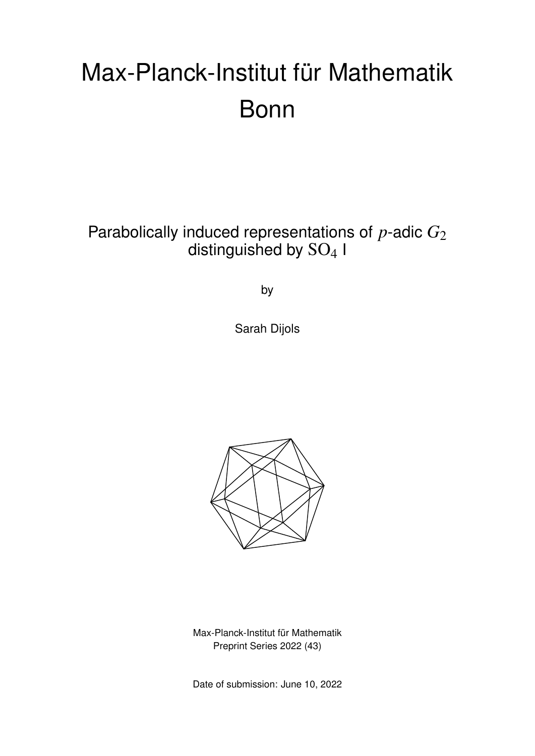# Max-Planck-Institut für Mathematik Bonn

## Parabolically induced representations of $p$-adic $G_2$ distinguished by $\mathrm{SO}_4$ I

by

Sarah Dijols

Max-Planck-Institut für Mathematik
Preprint Series 2022 (43)

Date of submission: June 10, 2022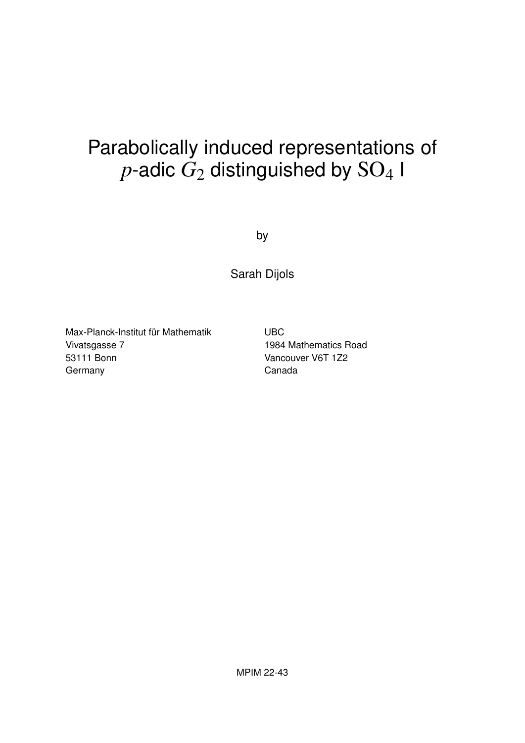# Parabolically induced representations of $p$-adic $G_2$ distinguished by $\mathrm{SO}_4$ I

by

Sarah Dijols

Max-Planck-Institut für Mathematik
Vivatsgasse 7
53111 Bonn
Germany

UBC
1984 Mathematics Road
Vancouver V6T 1Z2
Canada

MPIM 22-43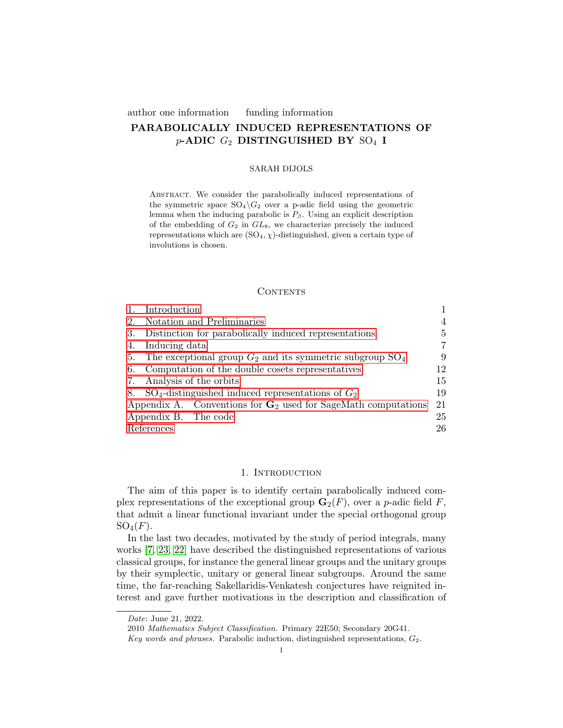author one information funding information

# PARABOLICALLY INDUCED REPRESENTATIONS OF $p$-ADIC $G_2$ DISTINGUISHED BY $\mathrm{SO}_4$ I

SARAH DIJOLS

Abstract. We consider the parabolically induced representations of the symmetric space $\mathrm{SO}_4\backslash G_2$ over a p-adic field using the geometric lemma when the inducing parabolic is $P_\beta$. Using an explicit description of the embedding of $G_2$ in $GL_8$, we characterize precisely the induced representations which are $(\mathrm{SO}_4, \chi)$-distinguished, given a certain type of involutions is chosen.

Contents

| | |
|---|---|
| 1. Introduction | 1 |
| 2. Notation and Preliminaries | 4 |
| 3. Distinction for parabolically induced representations | 5 |
| 4. Inducing data | 7 |
| 5. The exceptional group $G_2$ and its symmetric subgroup $\mathrm{SO}_4$ | 9 |
| 6. Computation of the double cosets representatives | 12 |
| 7. Analysis of the orbits | 15 |
| 8. $\mathrm{SO}_4$-distinguished induced representations of $G_2$ | 19 |
| Appendix A. Conventions for $\mathbf{G}_2$ used for SageMath computations | 21 |
| Appendix B. The code | 25 |
| References | 26 |

## 1. Introduction

The aim of this paper is to identify certain parabolically induced complex representations of the exceptional group $\mathbf{G}_2(F)$, over a $p$-adic field $F$, that admit a linear functional invariant under the special orthogonal group $\mathrm{SO}_4(F)$.

In the last two decades, motivated by the study of period integrals, many works [7, 23, 22] have described the distinguished representations of various classical groups, for instance the general linear groups and the unitary groups by their symplectic, unitary or general linear subgroups. Around the same time, the far-reaching Sakellaridis-Venkatesh conjectures have reignited interest and gave further motivations in the description and classification of

*Date*: June 21, 2022.

2010 *Mathematics Subject Classification.* Primary 22E50; Secondary 20G41.

*Key words and phrases.* Parabolic induction, distinguished representations, $G_2$.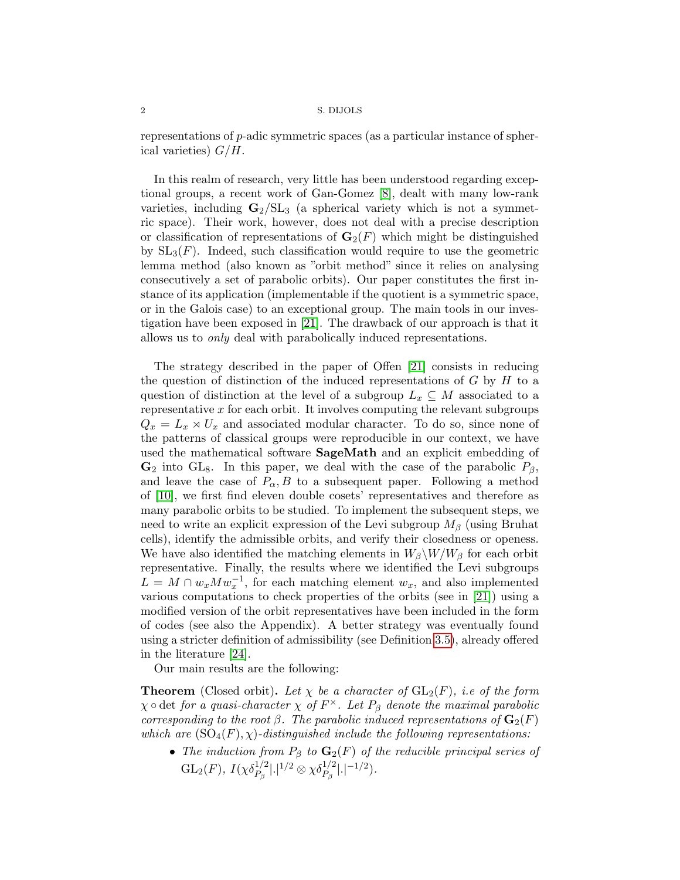representations of $p$-adic symmetric spaces (as a particular instance of spherical varieties) $G/H$.

In this realm of research, very little has been understood regarding exceptional groups, a recent work of Gan-Gomez [8], dealt with many low-rank varieties, including $\mathbf{G}_2/\mathrm{SL}_3$ (a spherical variety which is not a symmetric space). Their work, however, does not deal with a precise description or classification of representations of $\mathbf{G}_2(F)$ which might be distinguished by $\mathrm{SL}_3(F)$. Indeed, such classification would require to use the geometric lemma method (also known as "orbit method" since it relies on analysing consecutively a set of parabolic orbits). Our paper constitutes the first instance of its application (implementable if the quotient is a symmetric space, or in the Galois case) to an exceptional group. The main tools in our investigation have been exposed in [21]. The drawback of our approach is that it allows us to *only* deal with parabolically induced representations.

The strategy described in the paper of Offen [21] consists in reducing the question of distinction of the induced representations of $G$ by $H$ to a question of distinction at the level of a subgroup $L_x \subseteq M$ associated to a representative $x$ for each orbit. It involves computing the relevant subgroups $Q_x = L_x \rtimes U_x$ and associated modular character. To do so, since none of the patterns of classical groups were reproducible in our context, we have used the mathematical software **SageMath** and an explicit embedding of $\mathbf{G}_2$ into $\mathrm{GL}_8$. In this paper, we deal with the case of the parabolic $P_\beta$, and leave the case of $P_\alpha, B$ to a subsequent paper. Following a method of [10], we first find eleven double cosets' representatives and therefore as many parabolic orbits to be studied. To implement the subsequent steps, we need to write an explicit expression of the Levi subgroup $M_\beta$ (using Bruhat cells), identify the admissible orbits, and verify their closedness or openess. We have also identified the matching elements in $W_\beta \backslash W / W_\beta$ for each orbit representative. Finally, the results where we identified the Levi subgroups $L = M \cap w_x M w_x^{-1}$, for each matching element $w_x$, and also implemented various computations to check properties of the orbits (see in [21]) using a modified version of the orbit representatives have been included in the form of codes (see also the Appendix). A better strategy was eventually found using a stricter definition of admissibility (see Definition 3.5), already offered in the literature [24].

Our main results are the following:

**Theorem** (Closed orbit)**.** *Let $\chi$ be a character of $\mathrm{GL}_2(F)$, i.e of the form $\chi \circ \det$ for a quasi-character $\chi$ of $F^\times$. Let $P_\beta$ denote the maximal parabolic corresponding to the root $\beta$. The parabolic induced representations of $\mathbf{G}_2(F)$ which are $(\mathrm{SO}_4(F), \chi)$-distinguished include the following representations:*

- *The induction from $P_\beta$ to $\mathbf{G}_2(F)$ of the reducible principal series of $\mathrm{GL}_2(F)$, $I(\chi\delta_{P_\beta}^{1/2}|.|^{1/2} \otimes \chi\delta_{P_\beta}^{1/2}|.|^{-1/2})$.*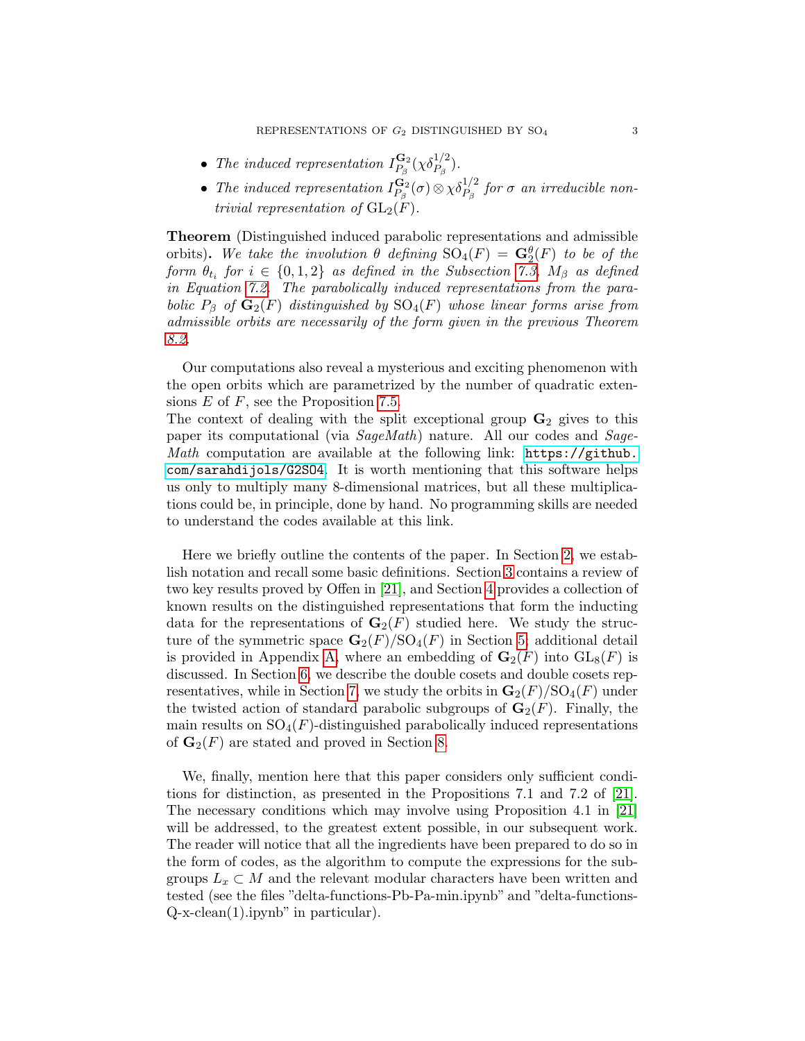- *The induced representation* $I_{P_\beta}^{\mathbf{G}_2}(\chi\delta_{P_\beta}^{1/2})$.
- *The induced representation* $I_{P_\beta}^{\mathbf{G}_2}(\sigma)\otimes\chi\delta_{P_\beta}^{1/2}$ *for* $\sigma$ *an irreducible non-trivial representation of* $\mathrm{GL}_2(F)$.

**Theorem** (Distinguished induced parabolic representations and admissible orbits)**.** *We take the involution* $\theta$ *defining* $\mathrm{SO}_4(F)=\mathbf{G}_2^\theta(F)$ *to be of the form* $\theta_{t_i}$ *for* $i\in\{0,1,2\}$ *as defined in the Subsection 7.3,* $M_\beta$ *as defined in Equation 7.2. The parabolically induced representations from the parabolic* $P_\beta$ *of* $\mathbf{G}_2(F)$ *distinguished by* $\mathrm{SO}_4(F)$ *whose linear forms arise from admissible orbits are necessarily of the form given in the previous Theorem 8.2.*

Our computations also reveal a mysterious and exciting phenomenon with the open orbits which are parametrized by the number of quadratic extensions $E$ of $F$, see the Proposition 7.5.
The context of dealing with the split exceptional group $\mathbf{G}_2$ gives to this paper its computational (via *SageMath*) nature. All our codes and *SageMath* computation are available at the following link: `https://github.com/sarahdijols/G2SO4`. It is worth mentioning that this software helps us only to multiply many 8-dimensional matrices, but all these multiplications could be, in principle, done by hand. No programming skills are needed to understand the codes available at this link.

Here we briefly outline the contents of the paper. In Section 2, we establish notation and recall some basic definitions. Section 3 contains a review of two key results proved by Offen in [21], and Section 4 provides a collection of known results on the distinguished representations that form the inducting data for the representations of $\mathbf{G}_2(F)$ studied here. We study the structure of the symmetric space $\mathbf{G}_2(F)/\mathrm{SO}_4(F)$ in Section 5; additional detail is provided in Appendix A, where an embedding of $\mathbf{G}_2(F)$ into $\mathrm{GL}_8(F)$ is discussed. In Section 6, we describe the double cosets and double cosets representatives, while in Section 7, we study the orbits in $\mathbf{G}_2(F)/\mathrm{SO}_4(F)$ under the twisted action of standard parabolic subgroups of $\mathbf{G}_2(F)$. Finally, the main results on $\mathrm{SO}_4(F)$-distinguished parabolically induced representations of $\mathbf{G}_2(F)$ are stated and proved in Section 8.

We, finally, mention here that this paper considers only sufficient conditions for distinction, as presented in the Propositions 7.1 and 7.2 of [21]. The necessary conditions which may involve using Proposition 4.1 in [21] will be addressed, to the greatest extent possible, in our subsequent work. The reader will notice that all the ingredients have been prepared to do so in the form of codes, as the algorithm to compute the expressions for the subgroups $L_x\subset M$ and the relevant modular characters have been written and tested (see the files "delta-functions-Pb-Pa-min.ipynb" and "delta-functions-Q-x-clean(1).ipynb" in particular).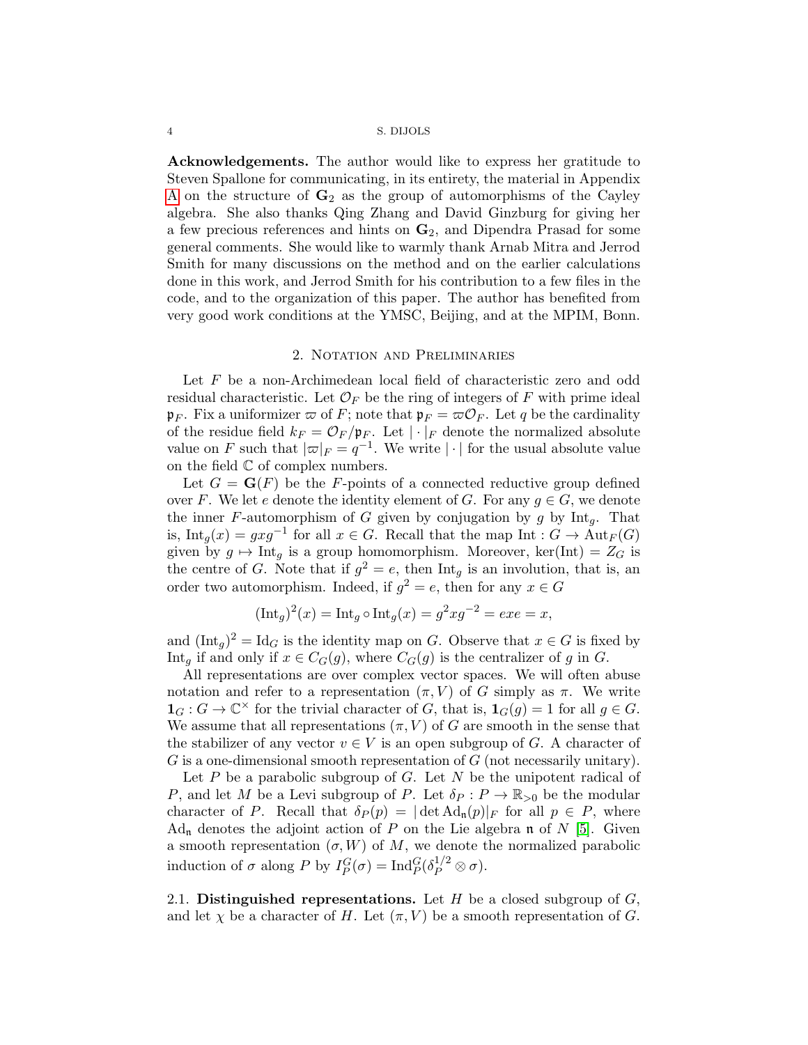**Acknowledgements.** The author would like to express her gratitude to Steven Spallone for communicating, in its entirety, the material in Appendix A on the structure of $\mathbf{G}_2$ as the group of automorphisms of the Cayley algebra. She also thanks Qing Zhang and David Ginzburg for giving her a few precious references and hints on $\mathbf{G}_2$, and Dipendra Prasad for some general comments. She would like to warmly thank Arnab Mitra and Jerrod Smith for many discussions on the method and on the earlier calculations done in this work, and Jerrod Smith for his contribution to a few files in the code, and to the organization of this paper. The author has benefited from very good work conditions at the YMSC, Beijing, and at the MPIM, Bonn.

## 2. Notation and Preliminaries

Let $F$ be a non-Archimedean local field of characteristic zero and odd residual characteristic. Let $\mathcal{O}_F$ be the ring of integers of $F$ with prime ideal $\mathfrak{p}_F$. Fix a uniformizer $\varpi$ of $F$; note that $\mathfrak{p}_F = \varpi\mathcal{O}_F$. Let $q$ be the cardinality of the residue field $k_F = \mathcal{O}_F/\mathfrak{p}_F$. Let $|\cdot|_F$ denote the normalized absolute value on $F$ such that $|\varpi|_F = q^{-1}$. We write $|\cdot|$ for the usual absolute value on the field $\mathbb{C}$ of complex numbers.

Let $G = \mathbf{G}(F)$ be the $F$-points of a connected reductive group defined over $F$. We let $e$ denote the identity element of $G$. For any $g \in G$, we denote the inner $F$-automorphism of $G$ given by conjugation by $g$ by $\mathrm{Int}_g$. That is, $\mathrm{Int}_g(x) = gxg^{-1}$ for all $x \in G$. Recall that the map $\mathrm{Int} : G \to \mathrm{Aut}_F(G)$ given by $g \mapsto \mathrm{Int}_g$ is a group homomorphism. Moreover, $\ker(\mathrm{Int}) = Z_G$ is the centre of $G$. Note that if $g^2 = e$, then $\mathrm{Int}_g$ is an involution, that is, an order two automorphism. Indeed, if $g^2 = e$, then for any $x \in G$

$$(\mathrm{Int}_g)^2(x) = \mathrm{Int}_g \circ \mathrm{Int}_g(x) = g^2xg^{-2} = exe = x,$$

and $(\mathrm{Int}_g)^2 = \mathrm{Id}_G$ is the identity map on $G$. Observe that $x \in G$ is fixed by $\mathrm{Int}_g$ if and only if $x \in C_G(g)$, where $C_G(g)$ is the centralizer of $g$ in $G$.

All representations are over complex vector spaces. We will often abuse notation and refer to a representation $(\pi, V)$ of $G$ simply as $\pi$. We write $\mathbf{1}_G : G \to \mathbb{C}^\times$ for the trivial character of $G$, that is, $\mathbf{1}_G(g) = 1$ for all $g \in G$. We assume that all representations $(\pi, V)$ of $G$ are smooth in the sense that the stabilizer of any vector $v \in V$ is an open subgroup of $G$. A character of $G$ is a one-dimensional smooth representation of $G$ (not necessarily unitary).

Let $P$ be a parabolic subgroup of $G$. Let $N$ be the unipotent radical of $P$, and let $M$ be a Levi subgroup of $P$. Let $\delta_P : P \to \mathbb{R}_{>0}$ be the modular character of $P$. Recall that $\delta_P(p) = |\det \mathrm{Ad}_{\mathfrak{n}}(p)|_F$ for all $p \in P$, where $\mathrm{Ad}_{\mathfrak{n}}$ denotes the adjoint action of $P$ on the Lie algebra $\mathfrak{n}$ of $N$ [5]. Given a smooth representation $(\sigma, W)$ of $M$, we denote the normalized parabolic induction of $\sigma$ along $P$ by $I_P^G(\sigma) = \mathrm{Ind}_P^G(\delta_P^{1/2} \otimes \sigma)$.

2.1. **Distinguished representations.** Let $H$ be a closed subgroup of $G$, and let $\chi$ be a character of $H$. Let $(\pi, V)$ be a smooth representation of $G$.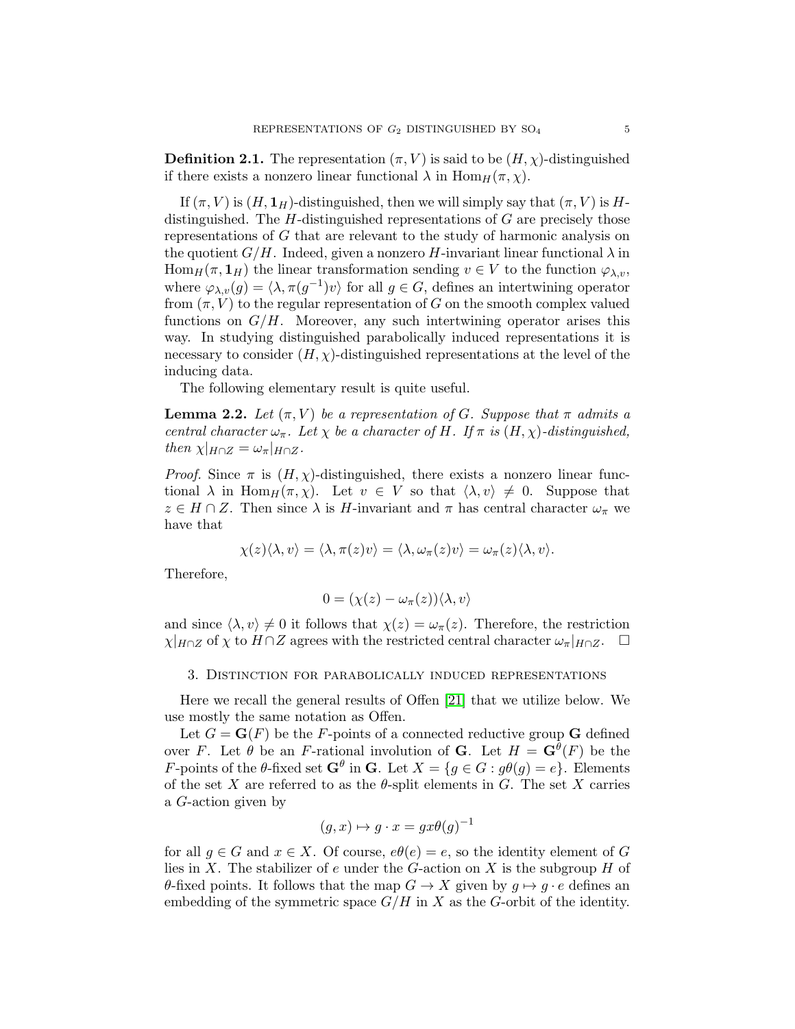**Definition 2.1.** The representation $(\pi, V)$ is said to be $(H, \chi)$-distinguished if there exists a nonzero linear functional $\lambda$ in $\mathrm{Hom}_H(\pi, \chi)$.

If $(\pi, V)$ is $(H, \mathbf{1}_H)$-distinguished, then we will simply say that $(\pi, V)$ is $H$-distinguished. The $H$-distinguished representations of $G$ are precisely those representations of $G$ that are relevant to the study of harmonic analysis on the quotient $G/H$. Indeed, given a nonzero $H$-invariant linear functional $\lambda$ in $\mathrm{Hom}_H(\pi, \mathbf{1}_H)$ the linear transformation sending $v \in V$ to the function $\varphi_{\lambda,v}$, where $\varphi_{\lambda,v}(g) = \langle \lambda, \pi(g^{-1})v \rangle$ for all $g \in G$, defines an intertwining operator from $(\pi, V)$ to the regular representation of $G$ on the smooth complex valued functions on $G/H$. Moreover, any such intertwining operator arises this way. In studying distinguished parabolically induced representations it is necessary to consider $(H, \chi)$-distinguished representations at the level of the inducing data.

The following elementary result is quite useful.

**Lemma 2.2.** *Let $(\pi, V)$ be a representation of $G$. Suppose that $\pi$ admits a central character $\omega_\pi$. Let $\chi$ be a character of $H$. If $\pi$ is $(H, \chi)$-distinguished, then $\chi|_{H \cap Z} = \omega_\pi|_{H \cap Z}$.*

*Proof.* Since $\pi$ is $(H, \chi)$-distinguished, there exists a nonzero linear functional $\lambda$ in $\mathrm{Hom}_H(\pi, \chi)$. Let $v \in V$ so that $\langle \lambda, v \rangle \neq 0$. Suppose that $z \in H \cap Z$. Then since $\lambda$ is $H$-invariant and $\pi$ has central character $\omega_\pi$ we have that

$$\chi(z)\langle \lambda, v \rangle = \langle \lambda, \pi(z)v \rangle = \langle \lambda, \omega_\pi(z)v \rangle = \omega_\pi(z)\langle \lambda, v \rangle.$$

Therefore,

$$0 = (\chi(z) - \omega_\pi(z))\langle \lambda, v \rangle$$

and since $\langle \lambda, v \rangle \neq 0$ it follows that $\chi(z) = \omega_\pi(z)$. Therefore, the restriction $\chi|_{H \cap Z}$ of $\chi$ to $H \cap Z$ agrees with the restricted central character $\omega_\pi|_{H \cap Z}$. $\square$

## 3. Distinction for parabolically induced representations

Here we recall the general results of Offen [21] that we utilize below. We use mostly the same notation as Offen.

Let $G = \mathbf{G}(F)$ be the $F$-points of a connected reductive group $\mathbf{G}$ defined over $F$. Let $\theta$ be an $F$-rational involution of $\mathbf{G}$. Let $H = \mathbf{G}^\theta(F)$ be the $F$-points of the $\theta$-fixed set $\mathbf{G}^\theta$ in $\mathbf{G}$. Let $X = \{g \in G : g\theta(g) = e\}$. Elements of the set $X$ are referred to as the $\theta$-split elements in $G$. The set $X$ carries a $G$-action given by

$$(g, x) \mapsto g \cdot x = gx\theta(g)^{-1}$$

for all $g \in G$ and $x \in X$. Of course, $e\theta(e) = e$, so the identity element of $G$ lies in $X$. The stabilizer of $e$ under the $G$-action on $X$ is the subgroup $H$ of $\theta$-fixed points. It follows that the map $G \to X$ given by $g \mapsto g \cdot e$ defines an embedding of the symmetric space $G/H$ in $X$ as the $G$-orbit of the identity.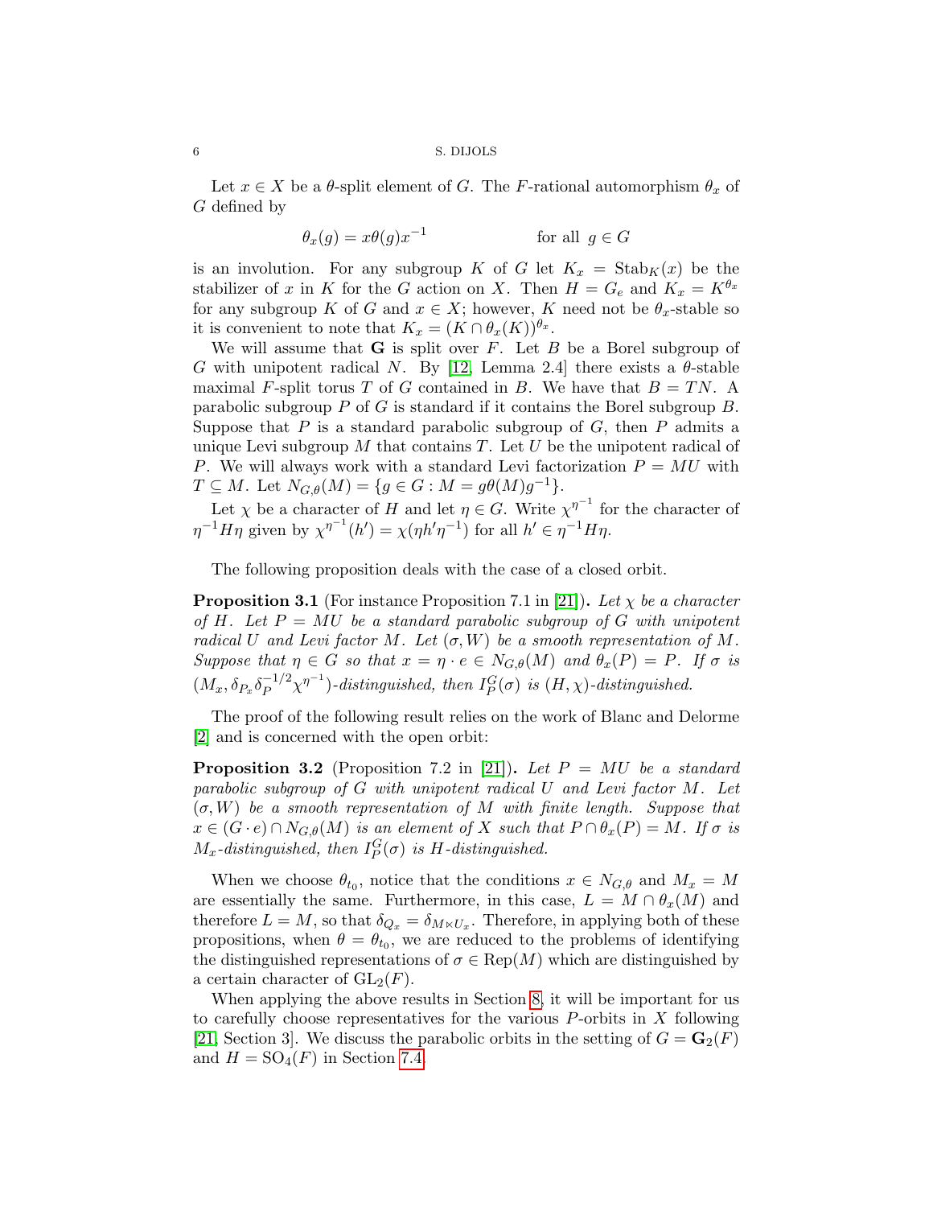Let $x \in X$ be a $\theta$-split element of $G$. The $F$-rational automorphism $\theta_x$ of $G$ defined by

$$\theta_x(g) = x\theta(g)x^{-1} \qquad\qquad \text{for all } g \in G$$

is an involution. For any subgroup $K$ of $G$ let $K_x = \mathrm{Stab}_K(x)$ be the stabilizer of $x$ in $K$ for the $G$ action on $X$. Then $H = G_e$ and $K_x = K^{\theta_x}$ for any subgroup $K$ of $G$ and $x \in X$; however, $K$ need not be $\theta_x$-stable so it is convenient to note that $K_x = (K \cap \theta_x(K))^{\theta_x}$.

We will assume that $\mathbf{G}$ is split over $F$. Let $B$ be a Borel subgroup of $G$ with unipotent radical $N$. By [12, Lemma 2.4] there exists a $\theta$-stable maximal $F$-split torus $T$ of $G$ contained in $B$. We have that $B = TN$. A parabolic subgroup $P$ of $G$ is standard if it contains the Borel subgroup $B$. Suppose that $P$ is a standard parabolic subgroup of $G$, then $P$ admits a unique Levi subgroup $M$ that contains $T$. Let $U$ be the unipotent radical of $P$. We will always work with a standard Levi factorization $P = MU$ with $T \subseteq M$. Let $N_{G,\theta}(M) = \{g \in G : M = g\theta(M)g^{-1}\}$.

Let $\chi$ be a character of $H$ and let $\eta \in G$. Write $\chi^{\eta^{-1}}$ for the character of $\eta^{-1}H\eta$ given by $\chi^{\eta^{-1}}(h') = \chi(\eta h' \eta^{-1})$ for all $h' \in \eta^{-1}H\eta$.

The following proposition deals with the case of a closed orbit.

**Proposition 3.1** (For instance Proposition 7.1 in [21])**.** *Let $\chi$ be a character of $H$. Let $P = MU$ be a standard parabolic subgroup of $G$ with unipotent radical $U$ and Levi factor $M$. Let $(\sigma, W)$ be a smooth representation of $M$. Suppose that $\eta \in G$ so that $x = \eta \cdot e \in N_{G,\theta}(M)$ and $\theta_x(P) = P$. If $\sigma$ is $(M_x, \delta_{P_x}\delta_P^{-1/2}\chi^{\eta^{-1}})$-distinguished, then $I_P^G(\sigma)$ is $(H, \chi)$-distinguished.*

The proof of the following result relies on the work of Blanc and Delorme [2] and is concerned with the open orbit:

**Proposition 3.2** (Proposition 7.2 in [21])**.** *Let $P = MU$ be a standard parabolic subgroup of $G$ with unipotent radical $U$ and Levi factor $M$. Let $(\sigma, W)$ be a smooth representation of $M$ with finite length. Suppose that $x \in (G \cdot e) \cap N_{G,\theta}(M)$ is an element of $X$ such that $P \cap \theta_x(P) = M$. If $\sigma$ is $M_x$-distinguished, then $I_P^G(\sigma)$ is $H$-distinguished.*

When we choose $\theta_{t_0}$, notice that the conditions $x \in N_{G,\theta}$ and $M_x = M$ are essentially the same. Furthermore, in this case, $L = M \cap \theta_x(M)$ and therefore $L = M$, so that $\delta_{Q_x} = \delta_{M \ltimes U_x}$. Therefore, in applying both of these propositions, when $\theta = \theta_{t_0}$, we are reduced to the problems of identifying the distinguished representations of $\sigma \in \mathrm{Rep}(M)$ which are distinguished by a certain character of $\mathrm{GL}_2(F)$.

When applying the above results in Section 8, it will be important for us to carefully choose representatives for the various $P$-orbits in $X$ following [21, Section 3]. We discuss the parabolic orbits in the setting of $G = \mathbf{G}_2(F)$ and $H = \mathrm{SO}_4(F)$ in Section 7.4.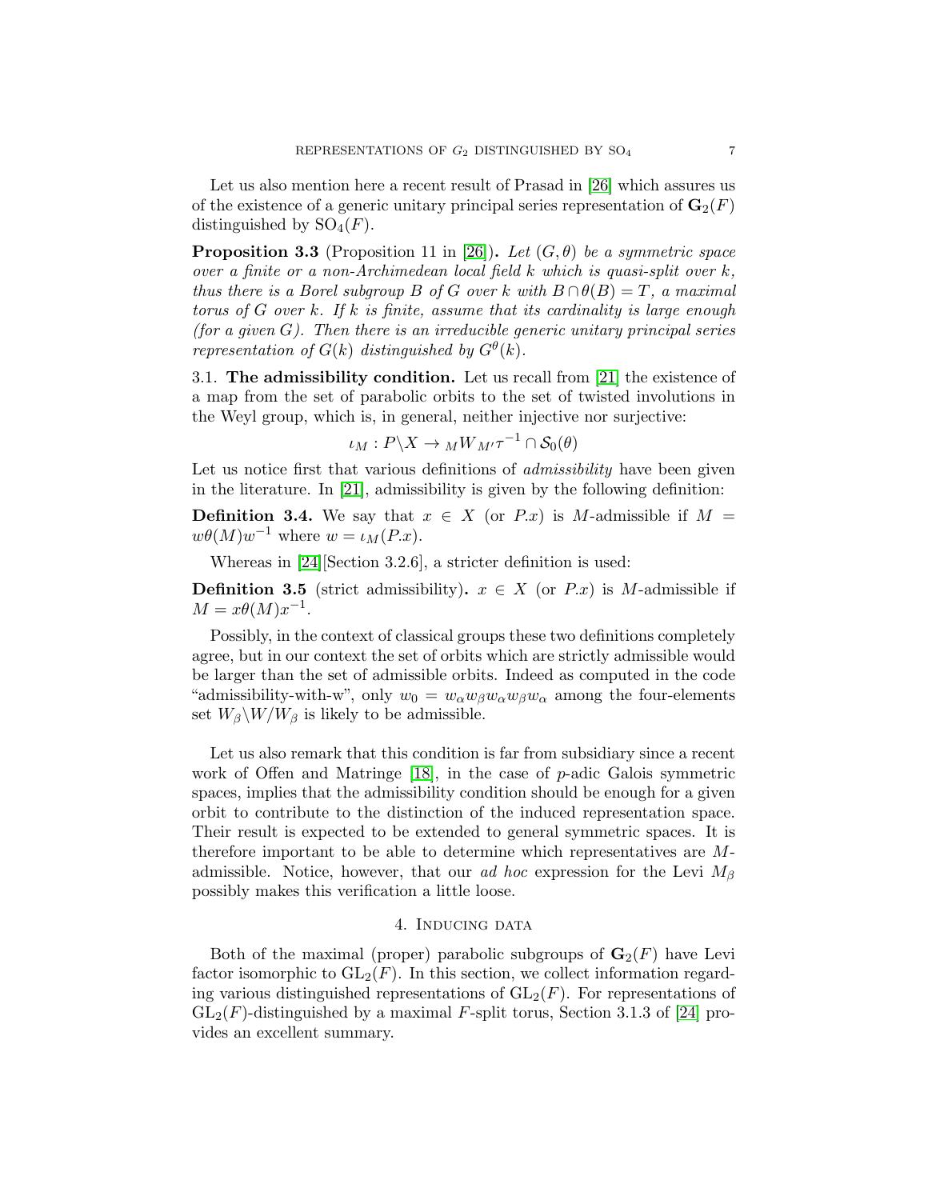Let us also mention here a recent result of Prasad in [26] which assures us of the existence of a generic unitary principal series representation of $\mathbf{G}_2(F)$ distinguished by $\mathrm{SO}_4(F)$.

**Proposition 3.3** (Proposition 11 in [26]). *Let $(G, \theta)$ be a symmetric space over a finite or a non-Archimedean local field $k$ which is quasi-split over $k$, thus there is a Borel subgroup $B$ of $G$ over $k$ with $B \cap \theta(B) = T$, a maximal torus of $G$ over $k$. If $k$ is finite, assume that its cardinality is large enough (for a given $G$). Then there is an irreducible generic unitary principal series representation of $G(k)$ distinguished by $G^{\theta}(k)$.*

3.1. **The admissibility condition.** Let us recall from [21] the existence of a map from the set of parabolic orbits to the set of twisted involutions in the Weyl group, which is, in general, neither injective nor surjective:

$$\iota_M : P\backslash X \to {}_M W_{M'} \tau^{-1} \cap \mathcal{S}_0(\theta)$$

Let us notice first that various definitions of *admissibility* have been given in the literature. In [21], admissibility is given by the following definition:

**Definition 3.4.** We say that $x \in X$ (or $P.x$) is $M$-admissible if $M = w\theta(M)w^{-1}$ where $w = \iota_M(P.x)$.

Whereas in [24][Section 3.2.6], a stricter definition is used:

**Definition 3.5** (strict admissibility)**.** $x \in X$ (or $P.x$) is $M$-admissible if $M = x\theta(M)x^{-1}$.

Possibly, in the context of classical groups these two definitions completely agree, but in our context the set of orbits which are strictly admissible would be larger than the set of admissible orbits. Indeed as computed in the code "admissibility-with-w", only $w_0 = w_\alpha w_\beta w_\alpha w_\beta w_\alpha$ among the four-elements set $W_\beta\backslash W/W_\beta$ is likely to be admissible.

Let us also remark that this condition is far from subsidiary since a recent work of Offen and Matringe [18], in the case of $p$-adic Galois symmetric spaces, implies that the admissibility condition should be enough for a given orbit to contribute to the distinction of the induced representation space. Their result is expected to be extended to general symmetric spaces. It is therefore important to be able to determine which representatives are $M$-admissible. Notice, however, that our *ad hoc* expression for the Levi $M_\beta$ possibly makes this verification a little loose.

## 4. Inducing data

Both of the maximal (proper) parabolic subgroups of $\mathbf{G}_2(F)$ have Levi factor isomorphic to $\mathrm{GL}_2(F)$. In this section, we collect information regarding various distinguished representations of $\mathrm{GL}_2(F)$. For representations of $\mathrm{GL}_2(F)$-distinguished by a maximal $F$-split torus, Section 3.1.3 of [24] provides an excellent summary.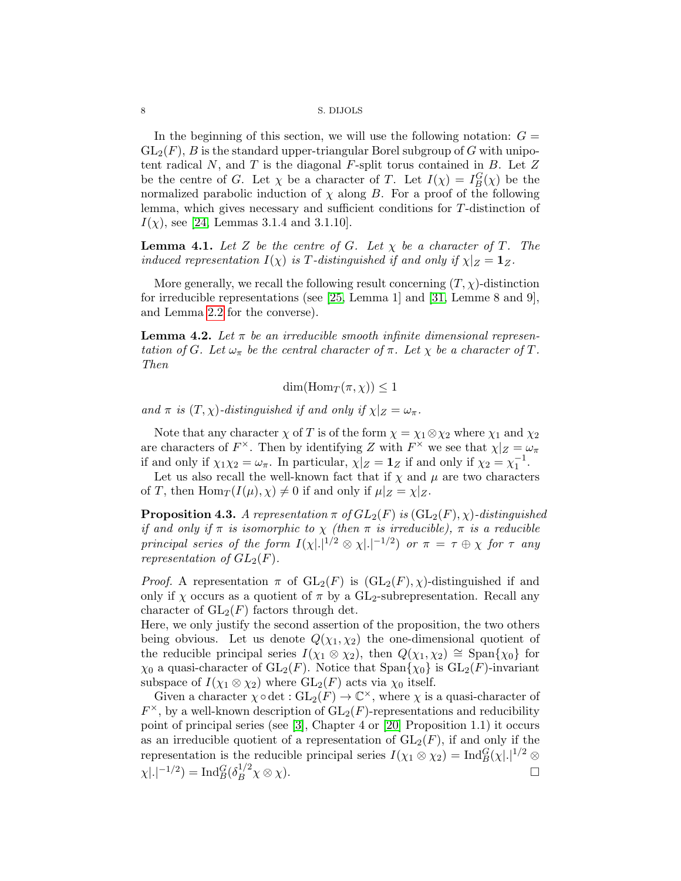In the beginning of this section, we will use the following notation: $G = \mathrm{GL}_2(F)$, $B$ is the standard upper-triangular Borel subgroup of $G$ with unipotent radical $N$, and $T$ is the diagonal $F$-split torus contained in $B$. Let $Z$ be the centre of $G$. Let $\chi$ be a character of $T$. Let $I(\chi) = I_B^G(\chi)$ be the normalized parabolic induction of $\chi$ along $B$. For a proof of the following lemma, which gives necessary and sufficient conditions for $T$-distinction of $I(\chi)$, see [24, Lemmas 3.1.4 and 3.1.10].

**Lemma 4.1.** *Let $Z$ be the centre of $G$. Let $\chi$ be a character of $T$. The induced representation $I(\chi)$ is $T$-distinguished if and only if $\chi|_Z = \mathbf{1}_Z$.*

More generally, we recall the following result concerning $(T, \chi)$-distinction for irreducible representations (see [25, Lemma 1] and [31, Lemme 8 and 9], and Lemma 2.2 for the converse).

**Lemma 4.2.** *Let $\pi$ be an irreducible smooth infinite dimensional representation of $G$. Let $\omega_\pi$ be the central character of $\pi$. Let $\chi$ be a character of $T$. Then*

$$\dim(\mathrm{Hom}_T(\pi, \chi)) \leq 1$$

*and $\pi$ is $(T, \chi)$-distinguished if and only if $\chi|_Z = \omega_\pi$.*

Note that any character $\chi$ of $T$ is of the form $\chi = \chi_1 \otimes \chi_2$ where $\chi_1$ and $\chi_2$ are characters of $F^\times$. Then by identifying $Z$ with $F^\times$ we see that $\chi|_Z = \omega_\pi$ if and only if $\chi_1\chi_2 = \omega_\pi$. In particular, $\chi|_Z = \mathbf{1}_Z$ if and only if $\chi_2 = \chi_1^{-1}$.

Let us also recall the well-known fact that if $\chi$ and $\mu$ are two characters of $T$, then $\mathrm{Hom}_T(I(\mu), \chi) \neq 0$ if and only if $\mu|_Z = \chi|_Z$.

**Proposition 4.3.** *A representation $\pi$ of $GL_2(F)$ is $(\mathrm{GL}_2(F), \chi)$-distinguished if and only if $\pi$ is isomorphic to $\chi$ (then $\pi$ is irreducible), $\pi$ is a reducible principal series of the form $I(\chi|.|^{1/2} \otimes \chi|.|^{-1/2})$ or $\pi = \tau \oplus \chi$ for $\tau$ any representation of $GL_2(F)$.*

*Proof.* A representation $\pi$ of $\mathrm{GL}_2(F)$ is $(\mathrm{GL}_2(F), \chi)$-distinguished if and only if $\chi$ occurs as a quotient of $\pi$ by a $\mathrm{GL}_2$-subrepresentation. Recall any character of $\mathrm{GL}_2(F)$ factors through det.
Here, we only justify the second assertion of the proposition, the two others being obvious. Let us denote $Q(\chi_1, \chi_2)$ the one-dimensional quotient of the reducible principal series $I(\chi_1 \otimes \chi_2)$, then $Q(\chi_1, \chi_2) \cong \mathrm{Span}\{\chi_0\}$ for $\chi_0$ a quasi-character of $\mathrm{GL}_2(F)$. Notice that $\mathrm{Span}\{\chi_0\}$ is $\mathrm{GL}_2(F)$-invariant subspace of $I(\chi_1 \otimes \chi_2)$ where $\mathrm{GL}_2(F)$ acts via $\chi_0$ itself.

Given a character $\chi \circ \det : \mathrm{GL}_2(F) \to \mathbb{C}^\times$, where $\chi$ is a quasi-character of $F^\times$, by a well-known description of $\mathrm{GL}_2(F)$-representations and reducibility point of principal series (see [3], Chapter 4 or [20] Proposition 1.1) it occurs as an irreducible quotient of a representation of $\mathrm{GL}_2(F)$, if and only if the representation is the reducible principal series $I(\chi_1 \otimes \chi_2) = \mathrm{Ind}_B^G(\chi|.|^{1/2} \otimes \chi|.|^{-1/2}) = \mathrm{Ind}_B^G(\delta_B^{1/2}\chi \otimes \chi)$. $\square$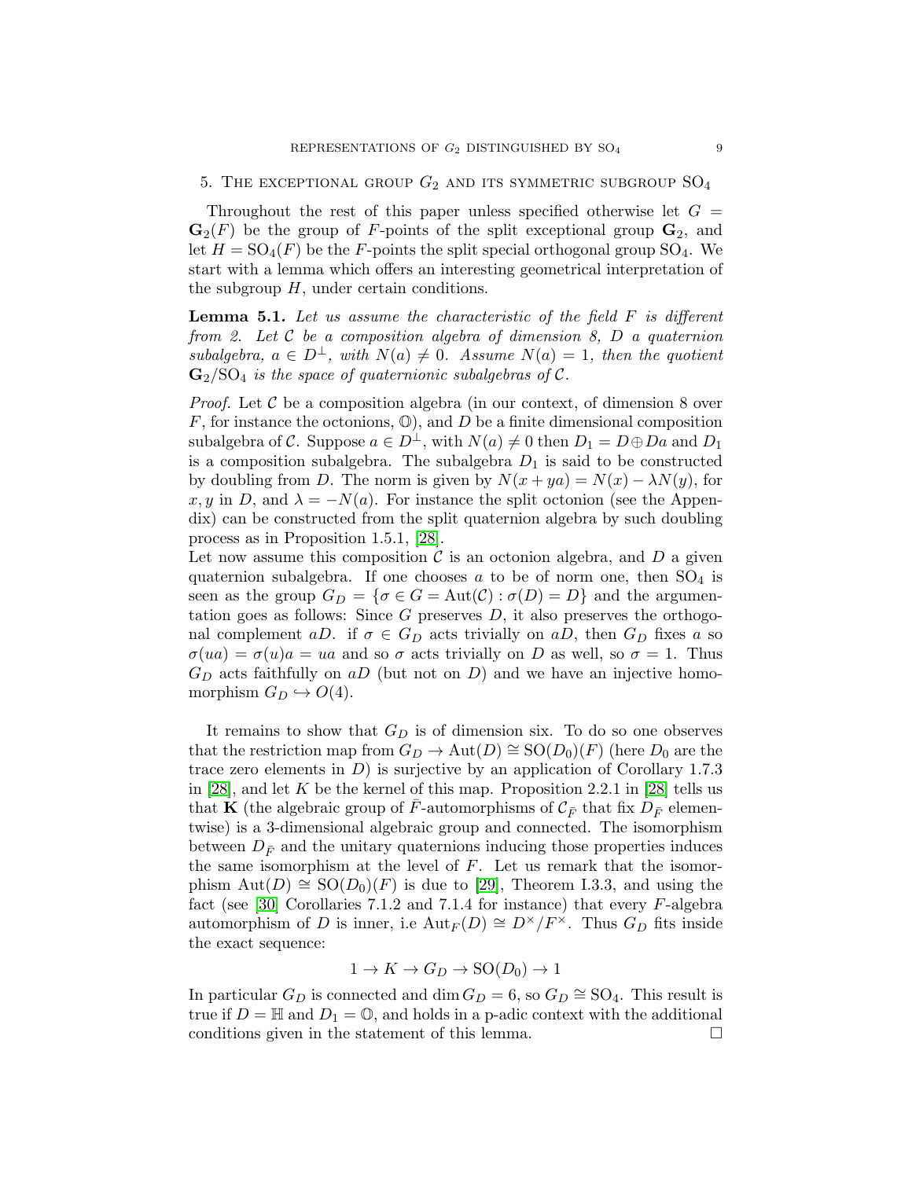## 5. The exceptional group $G_2$ and its symmetric subgroup $\mathrm{SO}_4$

Throughout the rest of this paper unless specified otherwise let $G = \mathbf{G}_2(F)$ be the group of $F$-points of the split exceptional group $\mathbf{G}_2$, and let $H = \mathrm{SO}_4(F)$ be the $F$-points the split special orthogonal group $\mathrm{SO}_4$. We start with a lemma which offers an interesting geometrical interpretation of the subgroup $H$, under certain conditions.

**Lemma 5.1.** *Let us assume the characteristic of the field $F$ is different from 2. Let $\mathcal{C}$ be a composition algebra of dimension 8, $D$ a quaternion subalgebra, $a \in D^{\perp}$, with $N(a) \neq 0$. Assume $N(a) = 1$, then the quotient $\mathbf{G}_2/\mathrm{SO}_4$ is the space of quaternionic subalgebras of $\mathcal{C}$.*

*Proof.* Let $\mathcal{C}$ be a composition algebra (in our context, of dimension 8 over $F$, for instance the octonions, $\mathbb{O}$), and $D$ be a finite dimensional composition subalgebra of $\mathcal{C}$. Suppose $a \in D^{\perp}$, with $N(a) \neq 0$ then $D_1 = D \oplus Da$ and $D_1$ is a composition subalgebra. The subalgebra $D_1$ is said to be constructed by doubling from $D$. The norm is given by $N(x + ya) = N(x) - \lambda N(y)$, for $x, y$ in $D$, and $\lambda = -N(a)$. For instance the split octonion (see the Appendix) can be constructed from the split quaternion algebra by such doubling process as in Proposition 1.5.1, [28].
Let now assume this composition $\mathcal{C}$ is an octonion algebra, and $D$ a given quaternion subalgebra. If one chooses $a$ to be of norm one, then $\mathrm{SO}_4$ is seen as the group $G_D = \{\sigma \in G = \mathrm{Aut}(\mathcal{C}) : \sigma(D) = D\}$ and the argumentation goes as follows: Since $G$ preserves $D$, it also preserves the orthogonal complement $aD$. if $\sigma \in G_D$ acts trivially on $aD$, then $G_D$ fixes $a$ so $\sigma(ua) = \sigma(u)a = ua$ and so $\sigma$ acts trivially on $D$ as well, so $\sigma = 1$. Thus $G_D$ acts faithfully on $aD$ (but not on $D$) and we have an injective homomorphism $G_D \hookrightarrow O(4)$.

It remains to show that $G_D$ is of dimension six. To do so one observes that the restriction map from $G_D \to \mathrm{Aut}(D) \cong \mathrm{SO}(D_0)(F)$ (here $D_0$ are the trace zero elements in $D$) is surjective by an application of Corollary 1.7.3 in [28], and let $K$ be the kernel of this map. Proposition 2.2.1 in [28] tells us that $\mathbf{K}$ (the algebraic group of $\bar{F}$-automorphisms of $\mathcal{C}_{\bar{F}}$ that fix $D_{\bar{F}}$ elementwise) is a 3-dimensional algebraic group and connected. The isomorphism between $D_{\bar{F}}$ and the unitary quaternions inducing those properties induces the same isomorphism at the level of $F$. Let us remark that the isomorphism $\mathrm{Aut}(D) \cong \mathrm{SO}(D_0)(F)$ is due to [29], Theorem I.3.3, and using the fact (see [30] Corollaries 7.1.2 and 7.1.4 for instance) that every $F$-algebra automorphism of $D$ is inner, i.e $\mathrm{Aut}_F(D) \cong D^{\times}/F^{\times}$. Thus $G_D$ fits inside the exact sequence:

$$1 \to K \to G_D \to \mathrm{SO}(D_0) \to 1$$

In particular $G_D$ is connected and $\dim G_D = 6$, so $G_D \cong \mathrm{SO}_4$. This result is true if $D = \mathbb{H}$ and $D_1 = \mathbb{O}$, and holds in a p-adic context with the additional conditions given in the statement of this lemma. $\square$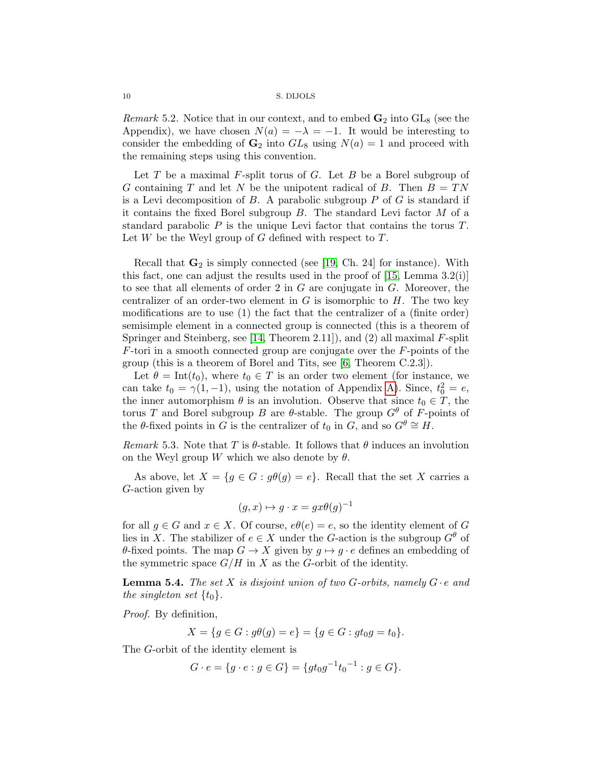*Remark* 5.2. Notice that in our context, and to embed $\mathbf{G}_2$ into $\mathrm{GL}_8$ (see the Appendix), we have chosen $N(a) = -\lambda = -1$. It would be interesting to consider the embedding of $\mathbf{G}_2$ into $GL_8$ using $N(a) = 1$ and proceed with the remaining steps using this convention.

Let $T$ be a maximal $F$-split torus of $G$. Let $B$ be a Borel subgroup of $G$ containing $T$ and let $N$ be the unipotent radical of $B$. Then $B = TN$ is a Levi decomposition of $B$. A parabolic subgroup $P$ of $G$ is standard if it contains the fixed Borel subgroup $B$. The standard Levi factor $M$ of a standard parabolic $P$ is the unique Levi factor that contains the torus $T$. Let $W$ be the Weyl group of $G$ defined with respect to $T$.

Recall that $\mathbf{G}_2$ is simply connected (see [19, Ch. 24] for instance). With this fact, one can adjust the results used in the proof of [15, Lemma 3.2(i)] to see that all elements of order 2 in $G$ are conjugate in $G$. Moreover, the centralizer of an order-two element in $G$ is isomorphic to $H$. The two key modifications are to use (1) the fact that the centralizer of a (finite order) semisimple element in a connected group is connected (this is a theorem of Springer and Steinberg, see [14, Theorem 2.11]), and (2) all maximal $F$-split $F$-tori in a smooth connected group are conjugate over the $F$-points of the group (this is a theorem of Borel and Tits, see [6, Theorem C.2.3]).

Let $\theta = \mathrm{Int}(t_0)$, where $t_0 \in T$ is an order two element (for instance, we can take $t_0 = \gamma(1, -1)$, using the notation of Appendix A). Since, $t_0^2 = e$, the inner automorphism $\theta$ is an involution. Observe that since $t_0 \in T$, the torus $T$ and Borel subgroup $B$ are $\theta$-stable. The group $G^\theta$ of $F$-points of the $\theta$-fixed points in $G$ is the centralizer of $t_0$ in $G$, and so $G^\theta \cong H$.

*Remark* 5.3. Note that $T$ is $\theta$-stable. It follows that $\theta$ induces an involution on the Weyl group $W$ which we also denote by $\theta$.

As above, let $X = \{g \in G : g\theta(g) = e\}$. Recall that the set $X$ carries a $G$-action given by

$$(g, x) \mapsto g \cdot x = gx\theta(g)^{-1}$$

for all $g \in G$ and $x \in X$. Of course, $e\theta(e) = e$, so the identity element of $G$ lies in $X$. The stabilizer of $e \in X$ under the $G$-action is the subgroup $G^\theta$ of $\theta$-fixed points. The map $G \to X$ given by $g \mapsto g \cdot e$ defines an embedding of the symmetric space $G/H$ in $X$ as the $G$-orbit of the identity.

**Lemma 5.4.** *The set $X$ is disjoint union of two $G$-orbits, namely $G \cdot e$ and the singleton set $\{t_0\}$.*

*Proof.* By definition,

$$X = \{g \in G : g\theta(g) = e\} = \{g \in G : gt_0g = t_0\}.$$

The $G$-orbit of the identity element is

$$G \cdot e = \{g \cdot e : g \in G\} = \{gt_0g^{-1}t_0^{-1} : g \in G\}.$$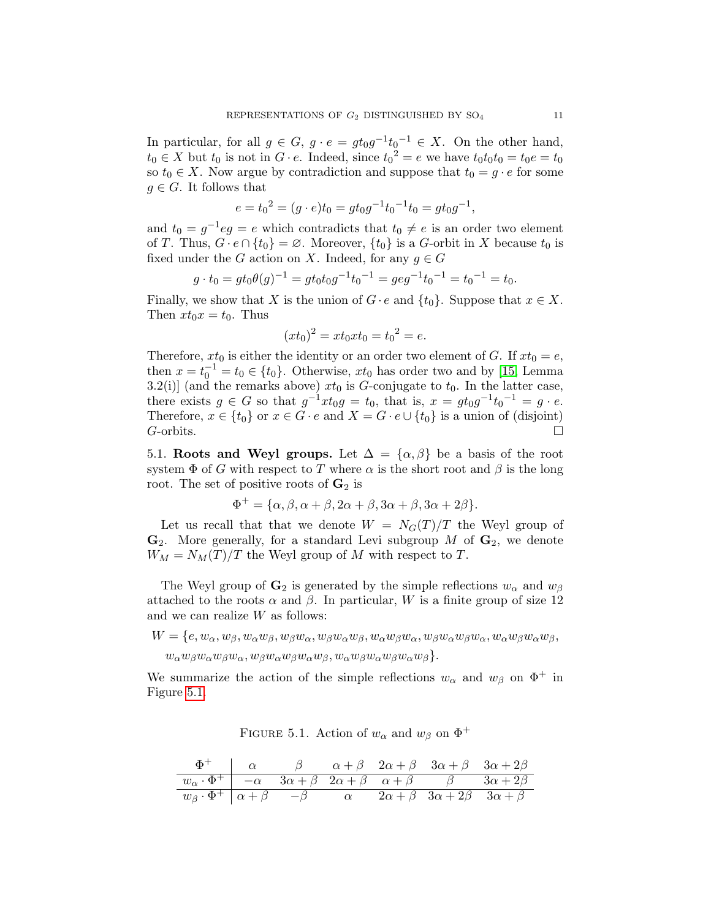In particular, for all $g \in G$, $g \cdot e = gt_0g^{-1}t_0{}^{-1} \in X$. On the other hand, $t_0 \in X$ but $t_0$ is not in $G \cdot e$. Indeed, since $t_0{}^2 = e$ we have $t_0t_0t_0 = t_0e = t_0$ so $t_0 \in X$. Now argue by contradiction and suppose that $t_0 = g \cdot e$ for some $g \in G$. It follows that

$$e = t_0{}^2 = (g \cdot e)t_0 = gt_0g^{-1}t_0{}^{-1}t_0 = gt_0g^{-1},$$

and $t_0 = g^{-1}eg = e$ which contradicts that $t_0 \neq e$ is an order two element of $T$. Thus, $G \cdot e \cap \{t_0\} = \varnothing$. Moreover, $\{t_0\}$ is a $G$-orbit in $X$ because $t_0$ is fixed under the $G$ action on $X$. Indeed, for any $g \in G$

$$g \cdot t_0 = gt_0\theta(g)^{-1} = gt_0t_0g^{-1}t_0{}^{-1} = geg^{-1}t_0{}^{-1} = t_0{}^{-1} = t_0.$$

Finally, we show that $X$ is the union of $G \cdot e$ and $\{t_0\}$. Suppose that $x \in X$. Then $xt_0x = t_0$. Thus

$$(xt_0)^2 = xt_0xt_0 = t_0{}^2 = e.$$

Therefore, $xt_0$ is either the identity or an order two element of $G$. If $xt_0 = e$, then $x = t_0^{-1} = t_0 \in \{t_0\}$. Otherwise, $xt_0$ has order two and by [15, Lemma 3.2(i)] (and the remarks above) $xt_0$ is $G$-conjugate to $t_0$. In the latter case, there exists $g \in G$ so that $g^{-1}xt_0g = t_0$, that is, $x = gt_0g^{-1}t_0{}^{-1} = g \cdot e$. Therefore, $x \in \{t_0\}$ or $x \in G \cdot e$ and $X = G \cdot e \cup \{t_0\}$ is a union of (disjoint) $G$-orbits. □

5.1. **Roots and Weyl groups.** Let $\Delta = \{\alpha, \beta\}$ be a basis of the root system $\Phi$ of $G$ with respect to $T$ where $\alpha$ is the short root and $\beta$ is the long root. The set of positive roots of $\mathbf{G}_2$ is

$$\Phi^+ = \{\alpha, \beta, \alpha + \beta, 2\alpha + \beta, 3\alpha + \beta, 3\alpha + 2\beta\}.$$

Let us recall that that we denote $W = N_G(T)/T$ the Weyl group of $\mathbf{G}_2$. More generally, for a standard Levi subgroup $M$ of $\mathbf{G}_2$, we denote $W_M = N_M(T)/T$ the Weyl group of $M$ with respect to $T$.

The Weyl group of $\mathbf{G}_2$ is generated by the simple reflections $w_\alpha$ and $w_\beta$ attached to the roots $\alpha$ and $\beta$. In particular, $W$ is a finite group of size 12 and we can realize $W$ as follows:

$$W = \{e, w_\alpha, w_\beta, w_\alpha w_\beta, w_\beta w_\alpha, w_\beta w_\alpha w_\beta, w_\alpha w_\beta w_\alpha, w_\beta w_\alpha w_\beta w_\alpha, w_\alpha w_\beta w_\alpha w_\beta,$$
$$w_\alpha w_\beta w_\alpha w_\beta w_\alpha, w_\beta w_\alpha w_\beta w_\alpha w_\beta, w_\alpha w_\beta w_\alpha w_\beta w_\alpha w_\beta\}.$$

We summarize the action of the simple reflections $w_\alpha$ and $w_\beta$ on $\Phi^+$ in Figure 5.1.

Figure 5.1. Action of $w_\alpha$ and $w_\beta$ on $\Phi^+$

| $\Phi^+$ | $\alpha$ | $\beta$ | $\alpha+\beta$ | $2\alpha+\beta$ | $3\alpha+\beta$ | $3\alpha+2\beta$ |
|---|---|---|---|---|---|---|
| $w_\alpha \cdot \Phi^+$ | $-\alpha$ | $3\alpha+\beta$ | $2\alpha+\beta$ | $\alpha+\beta$ | $\beta$ | $3\alpha+2\beta$ |
| $w_\beta \cdot \Phi^+$ | $\alpha+\beta$ | $-\beta$ | $\alpha$ | $2\alpha+\beta$ | $3\alpha+2\beta$ | $3\alpha+\beta$ |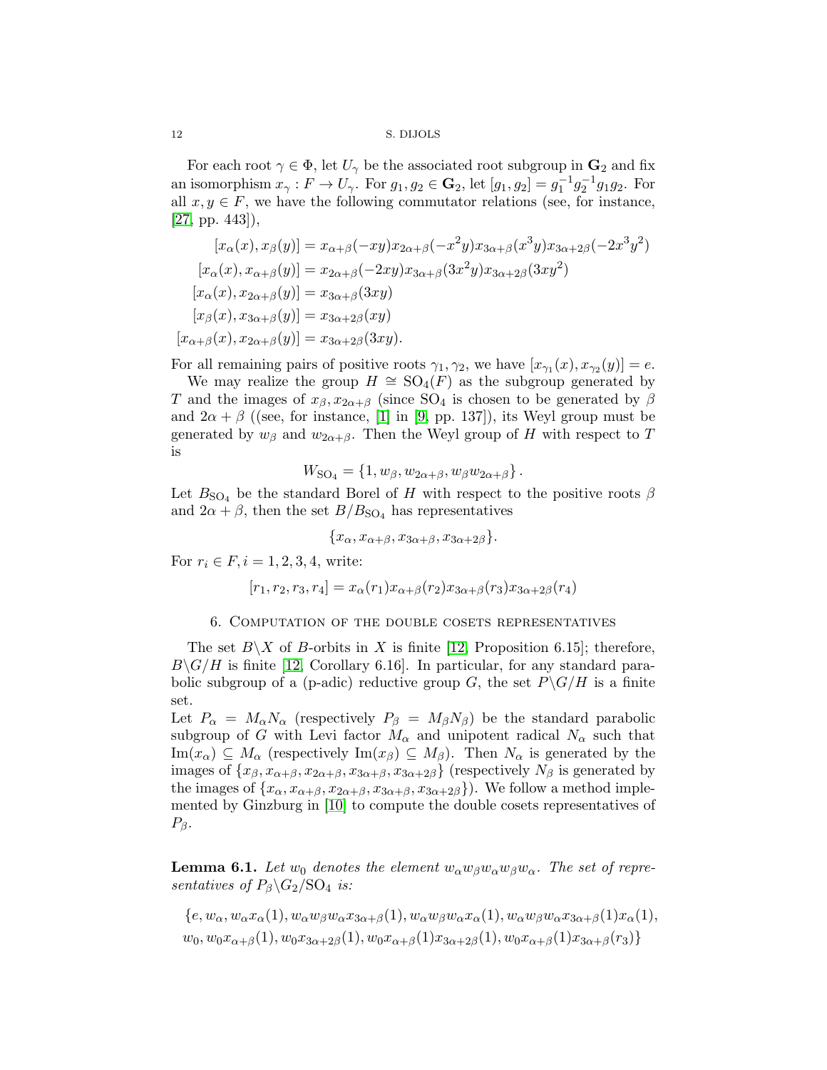For each root $\gamma \in \Phi$, let $U_\gamma$ be the associated root subgroup in $\mathbf{G}_2$ and fix an isomorphism $x_\gamma : F \to U_\gamma$. For $g_1, g_2 \in \mathbf{G}_2$, let $[g_1, g_2] = g_1^{-1} g_2^{-1} g_1 g_2$. For all $x, y \in F$, we have the following commutator relations (see, for instance, [27, pp. 443]),

$$
\begin{aligned}
[x_\alpha(x), x_\beta(y)] &= x_{\alpha+\beta}(-xy) x_{2\alpha+\beta}(-x^2 y) x_{3\alpha+\beta}(x^3 y) x_{3\alpha+2\beta}(-2x^3 y^2) \\
[x_\alpha(x), x_{\alpha+\beta}(y)] &= x_{2\alpha+\beta}(-2xy) x_{3\alpha+\beta}(3x^2 y) x_{3\alpha+2\beta}(3xy^2) \\
[x_\alpha(x), x_{2\alpha+\beta}(y)] &= x_{3\alpha+\beta}(3xy) \\
[x_\beta(x), x_{3\alpha+\beta}(y)] &= x_{3\alpha+2\beta}(xy) \\
[x_{\alpha+\beta}(x), x_{2\alpha+\beta}(y)] &= x_{3\alpha+2\beta}(3xy).
\end{aligned}
$$

For all remaining pairs of positive roots $\gamma_1, \gamma_2$, we have $[x_{\gamma_1}(x), x_{\gamma_2}(y)] = e$.

We may realize the group $H \cong \mathrm{SO}_4(F)$ as the subgroup generated by $T$ and the images of $x_\beta, x_{2\alpha+\beta}$ (since $\mathrm{SO}_4$ is chosen to be generated by $\beta$ and $2\alpha + \beta$ ((see, for instance, [1] in [9, pp. 137]), its Weyl group must be generated by $w_\beta$ and $w_{2\alpha+\beta}$. Then the Weyl group of $H$ with respect to $T$ is

$$
W_{\mathrm{SO}_4} = \{1, w_\beta, w_{2\alpha+\beta}, w_\beta w_{2\alpha+\beta}\}.
$$

Let $B_{\mathrm{SO}_4}$ be the standard Borel of $H$ with respect to the positive roots $\beta$ and $2\alpha + \beta$, then the set $B/B_{\mathrm{SO}_4}$ has representatives

$$
\{x_\alpha, x_{\alpha+\beta}, x_{3\alpha+\beta}, x_{3\alpha+2\beta}\}.
$$

For $r_i \in F, i = 1, 2, 3, 4$, write:

$$
[r_1, r_2, r_3, r_4] = x_\alpha(r_1) x_{\alpha+\beta}(r_2) x_{3\alpha+\beta}(r_3) x_{3\alpha+2\beta}(r_4)
$$

## 6. Computation of the double cosets representatives

The set $B\backslash X$ of $B$-orbits in $X$ is finite [12, Proposition 6.15]; therefore, $B\backslash G/H$ is finite [12, Corollary 6.16]. In particular, for any standard parabolic subgroup of a (p-adic) reductive group $G$, the set $P\backslash G/H$ is a finite set.

Let $P_\alpha = M_\alpha N_\alpha$ (respectively $P_\beta = M_\beta N_\beta$) be the standard parabolic subgroup of $G$ with Levi factor $M_\alpha$ and unipotent radical $N_\alpha$ such that $\mathrm{Im}(x_\alpha) \subseteq M_\alpha$ (respectively $\mathrm{Im}(x_\beta) \subseteq M_\beta$). Then $N_\alpha$ is generated by the images of $\{x_\beta, x_{\alpha+\beta}, x_{2\alpha+\beta}, x_{3\alpha+\beta}, x_{3\alpha+2\beta}\}$ (respectively $N_\beta$ is generated by the images of $\{x_\alpha, x_{\alpha+\beta}, x_{2\alpha+\beta}, x_{3\alpha+\beta}, x_{3\alpha+2\beta}\}$). We follow a method implemented by Ginzburg in [10] to compute the double cosets representatives of $P_\beta$.

**Lemma 6.1.** *Let $w_0$ denotes the element $w_\alpha w_\beta w_\alpha w_\beta w_\alpha$. The set of representatives of $P_\beta\backslash G_2/\mathrm{SO}_4$ is:*

$$
\{e, w_\alpha, w_\alpha x_\alpha(1), w_\alpha w_\beta w_\alpha x_{3\alpha+\beta}(1), w_\alpha w_\beta w_\alpha x_\alpha(1), w_\alpha w_\beta w_\alpha x_{3\alpha+\beta}(1) x_\alpha(1),
$$
$$
w_0, w_0 x_{\alpha+\beta}(1), w_0 x_{3\alpha+2\beta}(1), w_0 x_{\alpha+\beta}(1) x_{3\alpha+2\beta}(1), w_0 x_{\alpha+\beta}(1) x_{3\alpha+\beta}(r_3)\}
$$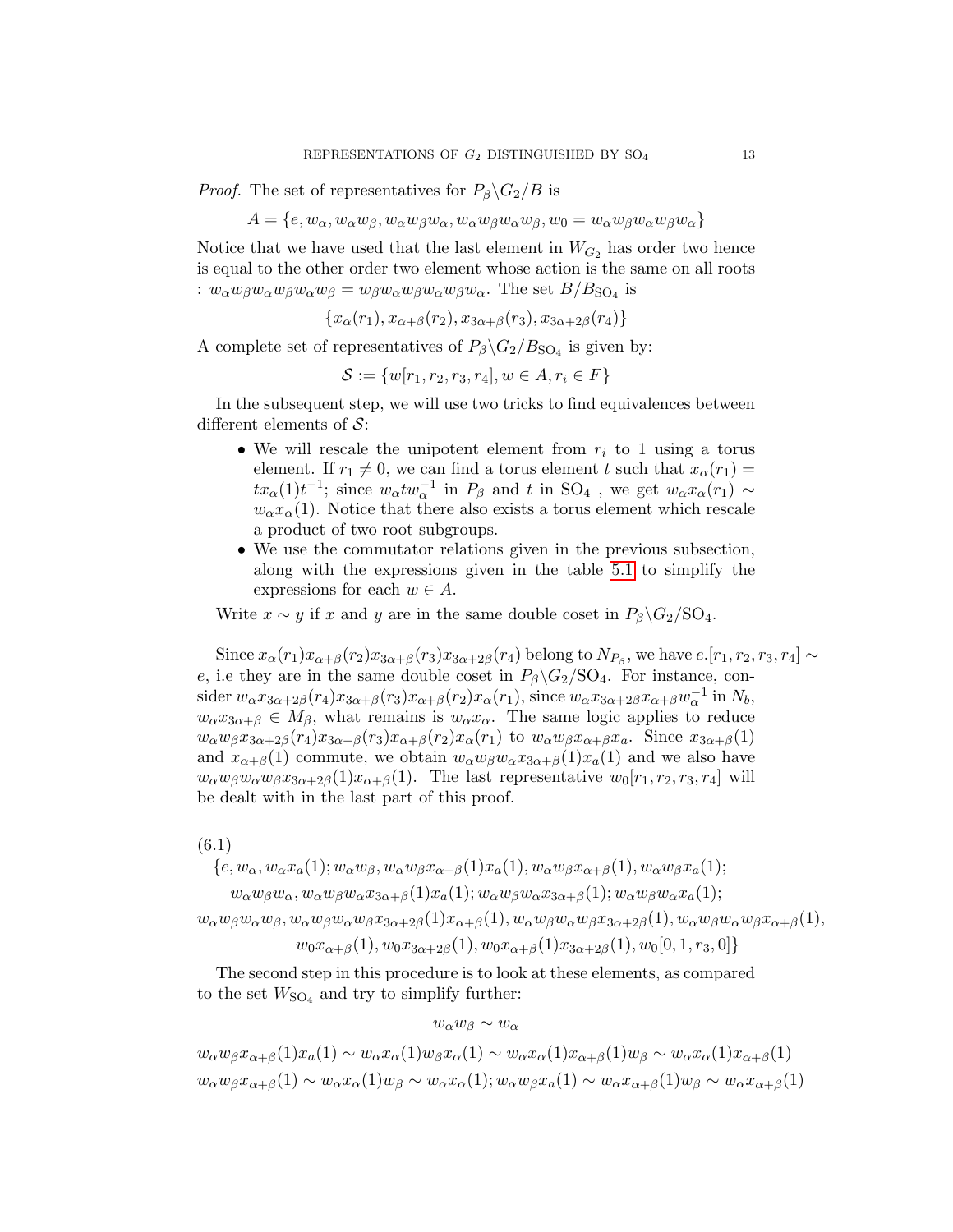*Proof.* The set of representatives for $P_\beta\backslash G_2/B$ is

$$A = \{e, w_\alpha, w_\alpha w_\beta, w_\alpha w_\beta w_\alpha, w_\alpha w_\beta w_\alpha w_\beta, w_0 = w_\alpha w_\beta w_\alpha w_\beta w_\alpha\}$$

Notice that we have used that the last element in $W_{G_2}$ has order two hence is equal to the other order two element whose action is the same on all roots : $w_\alpha w_\beta w_\alpha w_\beta w_\alpha w_\beta = w_\beta w_\alpha w_\beta w_\alpha w_\beta w_\alpha$. The set $B/B_{\mathrm{SO}_4}$ is

$$\{x_\alpha(r_1), x_{\alpha+\beta}(r_2), x_{3\alpha+\beta}(r_3), x_{3\alpha+2\beta}(r_4)\}$$

A complete set of representatives of $P_\beta\backslash G_2/B_{\mathrm{SO}_4}$ is given by:

$$\mathcal{S} := \{w[r_1, r_2, r_3, r_4], w \in A, r_i \in F\}$$

In the subsequent step, we will use two tricks to find equivalences between different elements of $\mathcal{S}$:

- We will rescale the unipotent element from $r_i$ to 1 using a torus element. If $r_1 \neq 0$, we can find a torus element $t$ such that $x_\alpha(r_1) = t x_\alpha(1) t^{-1}$; since $w_\alpha t w_\alpha^{-1}$ in $P_\beta$ and $t$ in $\mathrm{SO}_4$ , we get $w_\alpha x_\alpha(r_1) \sim w_\alpha x_\alpha(1)$. Notice that there also exists a torus element which rescale a product of two root subgroups.
- We use the commutator relations given in the previous subsection, along with the expressions given in the table 5.1 to simplify the expressions for each $w \in A$.

Write $x \sim y$ if $x$ and $y$ are in the same double coset in $P_\beta\backslash G_2/\mathrm{SO}_4$.

Since $x_\alpha(r_1)x_{\alpha+\beta}(r_2)x_{3\alpha+\beta}(r_3)x_{3\alpha+2\beta}(r_4)$ belong to $N_{P_\beta}$, we have $e.[r_1, r_2, r_3, r_4] \sim e$, i.e they are in the same double coset in $P_\beta\backslash G_2/\mathrm{SO}_4$. For instance, consider $w_\alpha x_{3\alpha+2\beta}(r_4)x_{3\alpha+\beta}(r_3)x_{\alpha+\beta}(r_2)x_\alpha(r_1)$, since $w_\alpha x_{3\alpha+2\beta}x_{\alpha+\beta}w_\alpha^{-1}$ in $N_b$, $w_\alpha x_{3\alpha+\beta} \in M_\beta$, what remains is $w_\alpha x_\alpha$. The same logic applies to reduce $w_\alpha w_\beta x_{3\alpha+2\beta}(r_4)x_{3\alpha+\beta}(r_3)x_{\alpha+\beta}(r_2)x_\alpha(r_1)$ to $w_\alpha w_\beta x_{\alpha+\beta}x_a$. Since $x_{3\alpha+\beta}(1)$ and $x_{\alpha+\beta}(1)$ commute, we obtain $w_\alpha w_\beta w_\alpha x_{3\alpha+\beta}(1)x_a(1)$ and we also have $w_\alpha w_\beta w_\alpha w_\beta x_{3\alpha+2\beta}(1)x_{\alpha+\beta}(1)$. The last representative $w_0[r_1, r_2, r_3, r_4]$ will be dealt with in the last part of this proof.

(6.1)

$$\begin{gathered}
\{e, w_\alpha, w_\alpha x_a(1); w_\alpha w_\beta, w_\alpha w_\beta x_{\alpha+\beta}(1)x_a(1), w_\alpha w_\beta x_{\alpha+\beta}(1), w_\alpha w_\beta x_a(1); \\
w_\alpha w_\beta w_\alpha, w_\alpha w_\beta w_\alpha x_{3\alpha+\beta}(1)x_a(1); w_\alpha w_\beta w_\alpha x_{3\alpha+\beta}(1); w_\alpha w_\beta w_\alpha x_a(1); \\
w_\alpha w_\beta w_\alpha w_\beta, w_\alpha w_\beta w_\alpha w_\beta x_{3\alpha+2\beta}(1)x_{\alpha+\beta}(1), w_\alpha w_\beta w_\alpha w_\beta x_{3\alpha+2\beta}(1), w_\alpha w_\beta w_\alpha w_\beta x_{\alpha+\beta}(1), \\
w_0 x_{\alpha+\beta}(1), w_0 x_{3\alpha+2\beta}(1), w_0 x_{\alpha+\beta}(1)x_{3\alpha+2\beta}(1), w_0[0, 1, r_3, 0]\}
\end{gathered}$$

The second step in this procedure is to look at these elements, as compared to the set $W_{\mathrm{SO}_4}$ and try to simplify further:

$$w_\alpha w_\beta \sim w_\alpha$$

$$w_\alpha w_\beta x_{\alpha+\beta}(1)x_a(1) \sim w_\alpha x_\alpha(1) w_\beta x_\alpha(1) \sim w_\alpha x_\alpha(1) x_{\alpha+\beta}(1) w_\beta \sim w_\alpha x_\alpha(1) x_{\alpha+\beta}(1)$$

$$w_\alpha w_\beta x_{\alpha+\beta}(1) \sim w_\alpha x_\alpha(1) w_\beta \sim w_\alpha x_\alpha(1); w_\alpha w_\beta x_a(1) \sim w_\alpha x_{\alpha+\beta}(1) w_\beta \sim w_\alpha x_{\alpha+\beta}(1)$$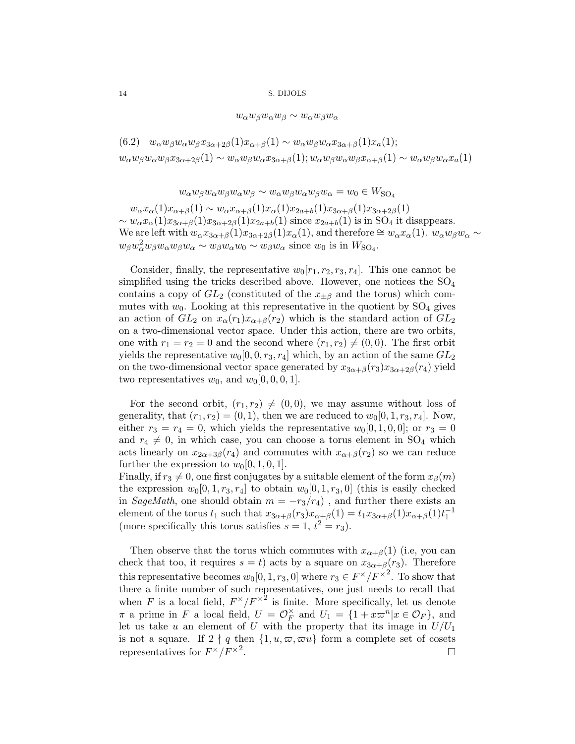$$w_\alpha w_\beta w_\alpha w_\beta \sim w_\alpha w_\beta w_\alpha$$

(6.2) $\quad w_\alpha w_\beta w_\alpha w_\beta x_{3\alpha+2\beta}(1) x_{\alpha+\beta}(1) \sim w_\alpha w_\beta w_\alpha x_{3\alpha+\beta}(1) x_a(1);$
$w_\alpha w_\beta w_\alpha w_\beta x_{3\alpha+2\beta}(1) \sim w_\alpha w_\beta w_\alpha x_{3\alpha+\beta}(1); w_\alpha w_\beta w_\alpha w_\beta x_{\alpha+\beta}(1) \sim w_\alpha w_\beta w_\alpha x_a(1)$

$$w_\alpha w_\beta w_\alpha w_\beta w_\alpha w_\beta \sim w_\alpha w_\beta w_\alpha w_\beta w_\alpha = w_0 \in W_{\mathrm{SO}_4}$$

$w_\alpha x_\alpha(1) x_{\alpha+\beta}(1) \sim w_\alpha x_{\alpha+\beta}(1) x_\alpha(1) x_{2a+b}(1) x_{3\alpha+\beta}(1) x_{3\alpha+2\beta}(1)$
$\sim w_\alpha x_\alpha(1) x_{3\alpha+\beta}(1) x_{3\alpha+2\beta}(1) x_{2a+b}(1)$ since $x_{2a+b}(1)$ is in $\mathrm{SO}_4$ it disappears. We are left with $w_\alpha x_{3\alpha+\beta}(1) x_{3\alpha+2\beta}(1) x_\alpha(1)$, and therefore $\cong w_\alpha x_\alpha(1)$. $w_\alpha w_\beta w_\alpha \sim w_\beta w_\alpha^2 w_\beta w_\alpha w_\beta w_\alpha \sim w_\beta w_\alpha w_0 \sim w_\beta w_\alpha$ since $w_0$ is in $W_{\mathrm{SO}_4}$.

Consider, finally, the representative $w_0[r_1, r_2, r_3, r_4]$. This one cannot be simplified using the tricks described above. However, one notices the $\mathrm{SO}_4$ contains a copy of $GL_2$ (constituted of the $x_{\pm\beta}$ and the torus) which commutes with $w_0$. Looking at this representative in the quotient by $\mathrm{SO}_4$ gives an action of $GL_2$ on $x_\alpha(r_1) x_{\alpha+\beta}(r_2)$ which is the standard action of $GL_2$ on a two-dimensional vector space. Under this action, there are two orbits, one with $r_1 = r_2 = 0$ and the second where $(r_1, r_2) \neq (0, 0)$. The first orbit yields the representative $w_0[0, 0, r_3, r_4]$ which, by an action of the same $GL_2$ on the two-dimensional vector space generated by $x_{3\alpha+\beta}(r_3) x_{3\alpha+2\beta}(r_4)$ yield two representatives $w_0$, and $w_0[0, 0, 0, 1]$.

For the second orbit, $(r_1, r_2) \neq (0, 0)$, we may assume without loss of generality, that $(r_1, r_2) = (0, 1)$, then we are reduced to $w_0[0, 1, r_3, r_4]$. Now, either $r_3 = r_4 = 0$, which yields the representative $w_0[0, 1, 0, 0]$; or $r_3 = 0$ and $r_4 \neq 0$, in which case, you can choose a torus element in $\mathrm{SO}_4$ which acts linearly on $x_{2\alpha+3\beta}(r_4)$ and commutes with $x_{\alpha+\beta}(r_2)$ so we can reduce further the expression to $w_0[0, 1, 0, 1]$.
Finally, if $r_3 \neq 0$, one first conjugates by a suitable element of the form $x_\beta(m)$ the expression $w_0[0, 1, r_3, r_4]$ to obtain $w_0[0, 1, r_3, 0]$ (this is easily checked in *SageMath*, one should obtain $m = -r_3/r_4$) , and further there exists an element of the torus $t_1$ such that $x_{3\alpha+\beta}(r_3) x_{\alpha+\beta}(1) = t_1 x_{3\alpha+\beta}(1) x_{\alpha+\beta}(1) t_1^{-1}$ (more specifically this torus satisfies $s = 1$, $t^2 = r_3$).

Then observe that the torus which commutes with $x_{\alpha+\beta}(1)$ (i.e, you can check that too, it requires $s = t$) acts by a square on $x_{3\alpha+\beta}(r_3)$. Therefore this representative becomes $w_0[0, 1, r_3, 0]$ where $r_3 \in F^\times/F^{\times 2}$. To show that there a finite number of such representatives, one just needs to recall that when $F$ is a local field, $F^\times/F^{\times 2}$ is finite. More specifically, let us denote $\pi$ a prime in $F$ a local field, $U = \mathcal{O}_F^\times$ and $U_1 = \{1 + x\varpi^n | x \in \mathcal{O}_F\}$, and let us take $u$ an element of $U$ with the property that its image in $U/U_1$ is not a square. If $2 \nmid q$ then $\{1, u, \varpi, \varpi u\}$ form a complete set of cosets representatives for $F^\times/F^{\times 2}$. $\square$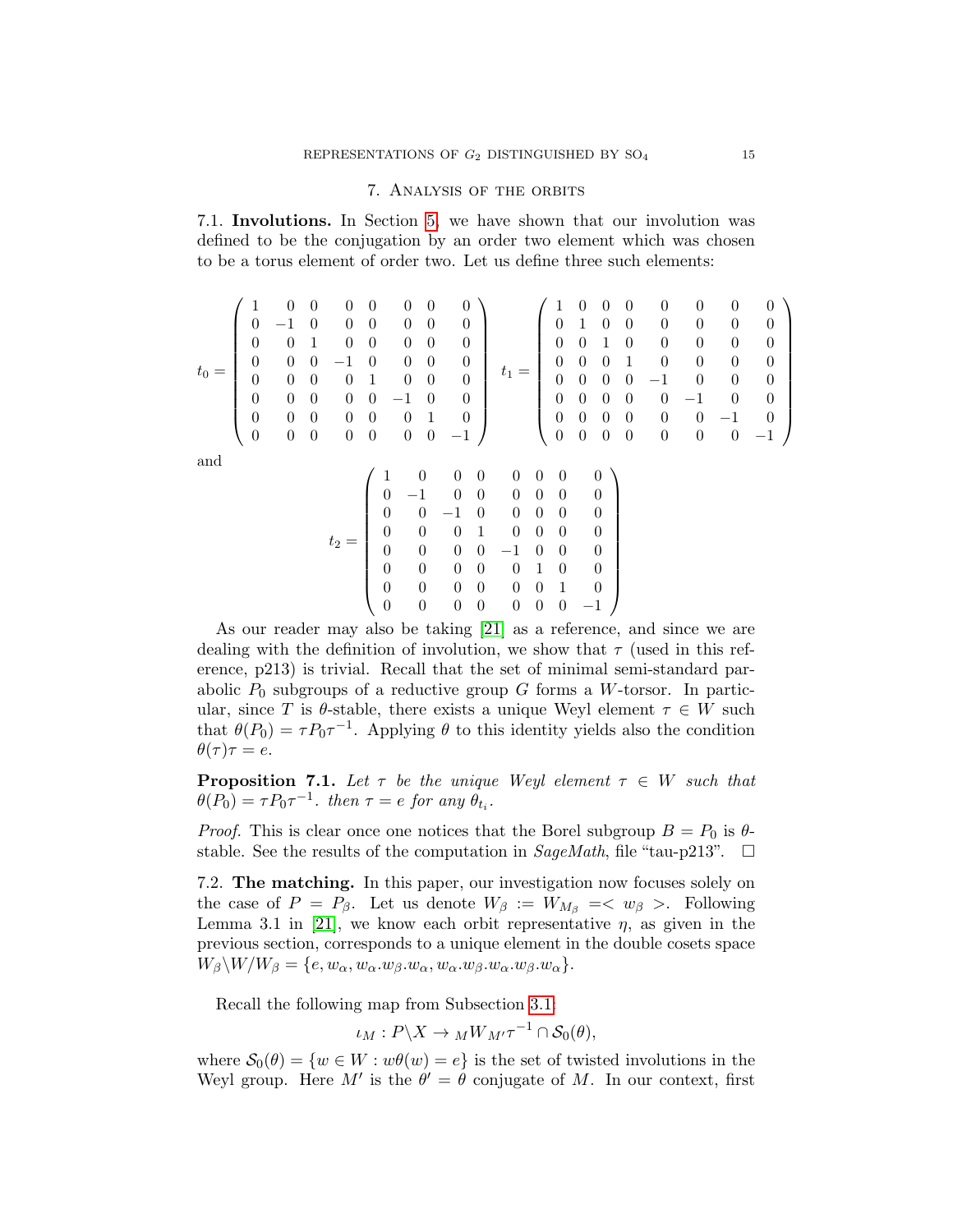## 7. Analysis of the orbits

7.1. **Involutions.** In Section 5, we have shown that our involution was defined to be the conjugation by an order two element which was chosen to be a torus element of order two. Let us define three such elements:

$$t_0 = \begin{pmatrix} 1 & 0 & 0 & 0 & 0 & 0 & 0 & 0 \\ 0 & -1 & 0 & 0 & 0 & 0 & 0 & 0 \\ 0 & 0 & 1 & 0 & 0 & 0 & 0 & 0 \\ 0 & 0 & 0 & -1 & 0 & 0 & 0 & 0 \\ 0 & 0 & 0 & 0 & 1 & 0 & 0 & 0 \\ 0 & 0 & 0 & 0 & 0 & -1 & 0 & 0 \\ 0 & 0 & 0 & 0 & 0 & 0 & 1 & 0 \\ 0 & 0 & 0 & 0 & 0 & 0 & 0 & -1 \end{pmatrix} \quad t_1 = \begin{pmatrix} 1 & 0 & 0 & 0 & 0 & 0 & 0 & 0 \\ 0 & 1 & 0 & 0 & 0 & 0 & 0 & 0 \\ 0 & 0 & 1 & 0 & 0 & 0 & 0 & 0 \\ 0 & 0 & 0 & 1 & 0 & 0 & 0 & 0 \\ 0 & 0 & 0 & 0 & -1 & 0 & 0 & 0 \\ 0 & 0 & 0 & 0 & 0 & -1 & 0 & 0 \\ 0 & 0 & 0 & 0 & 0 & 0 & -1 & 0 \\ 0 & 0 & 0 & 0 & 0 & 0 & 0 & -1 \end{pmatrix}$$

and

$$t_2 = \begin{pmatrix} 1 & 0 & 0 & 0 & 0 & 0 & 0 & 0 \\ 0 & -1 & 0 & 0 & 0 & 0 & 0 & 0 \\ 0 & 0 & -1 & 0 & 0 & 0 & 0 & 0 \\ 0 & 0 & 0 & 1 & 0 & 0 & 0 & 0 \\ 0 & 0 & 0 & 0 & -1 & 0 & 0 & 0 \\ 0 & 0 & 0 & 0 & 0 & 1 & 0 & 0 \\ 0 & 0 & 0 & 0 & 0 & 0 & 1 & 0 \\ 0 & 0 & 0 & 0 & 0 & 0 & 0 & -1 \end{pmatrix}$$

As our reader may also be taking [21] as a reference, and since we are dealing with the definition of involution, we show that $\tau$ (used in this reference, p213) is trivial. Recall that the set of minimal semi-standard parabolic $P_0$ subgroups of a reductive group $G$ forms a $W$-torsor. In particular, since $T$ is $\theta$-stable, there exists a unique Weyl element $\tau \in W$ such that $\theta(P_0) = \tau P_0 \tau^{-1}$. Applying $\theta$ to this identity yields also the condition $\theta(\tau)\tau = e$.

**Proposition 7.1.** *Let $\tau$ be the unique Weyl element $\tau \in W$ such that $\theta(P_0) = \tau P_0 \tau^{-1}$. then $\tau = e$ for any $\theta_{t_i}$.*

*Proof.* This is clear once one notices that the Borel subgroup $B = P_0$ is $\theta$-stable. See the results of the computation in *SageMath*, file "tau-p213". $\square$

7.2. **The matching.** In this paper, our investigation now focuses solely on the case of $P = P_\beta$. Let us denote $W_\beta := W_{M_\beta} =< w_\beta >$. Following Lemma 3.1 in [21], we know each orbit representative $\eta$, as given in the previous section, corresponds to a unique element in the double cosets space $W_\beta \backslash W / W_\beta = \{e, w_\alpha, w_\alpha.w_\beta.w_\alpha, w_\alpha.w_\beta.w_\alpha.w_\beta.w_\alpha\}$.

Recall the following map from Subsection 3.1:

$$\iota_M : P\backslash X \to {}_M W_{M'} \tau^{-1} \cap \mathcal{S}_0(\theta),$$

where $\mathcal{S}_0(\theta) = \{w \in W : w\theta(w) = e\}$ is the set of twisted involutions in the Weyl group. Here $M'$ is the $\theta' = \theta$ conjugate of $M$. In our context, first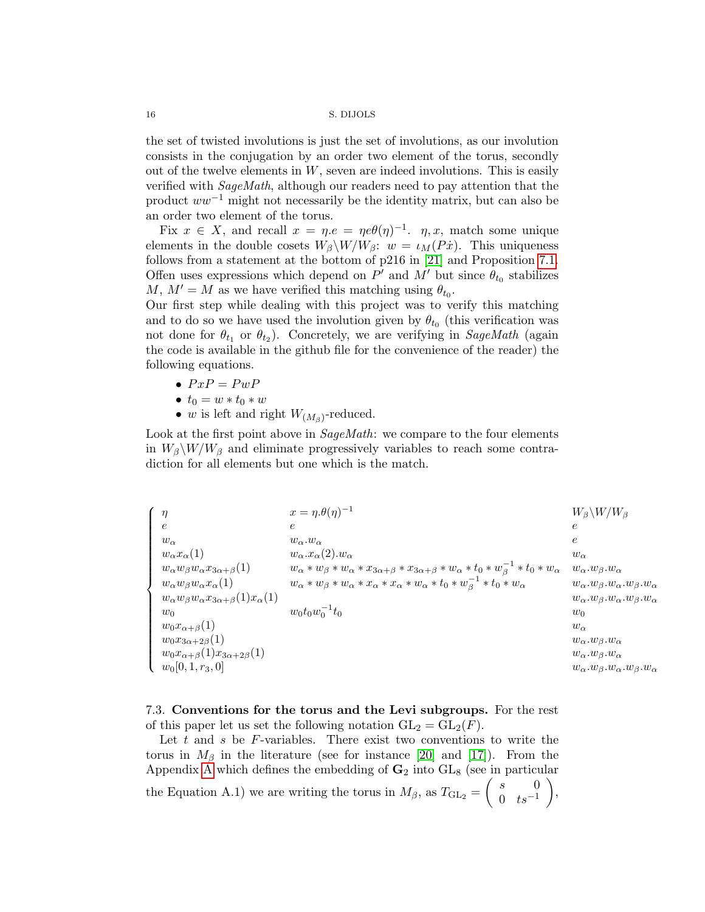the set of twisted involutions is just the set of involutions, as our involution consists in the conjugation by an order two element of the torus, secondly out of the twelve elements in $W$, seven are indeed involutions. This is easily verified with *SageMath*, although our readers need to pay attention that the product $ww^{-1}$ might not necessarily be the identity matrix, but can also be an order two element of the torus.

Fix $x \in X$, and recall $x = \eta.e = \eta e \theta(\eta)^{-1}$. $\eta, x$, match some unique elements in the double cosets $W_\beta \backslash W / W_\beta$: $w = \iota_M(P\dot{x})$. This uniqueness follows from a statement at the bottom of p216 in [21] and Proposition 7.1. Offen uses expressions which depend on $P'$ and $M'$ but since $\theta_{t_0}$ stabilizes $M$, $M' = M$ as we have verified this matching using $\theta_{t_0}$.
Our first step while dealing with this project was to verify this matching and to do so we have used the involution given by $\theta_{t_0}$ (this verification was not done for $\theta_{t_1}$ or $\theta_{t_2}$). Concretely, we are verifying in *SageMath* (again the code is available in the github file for the convenience of the reader) the following equations.

- $PxP = PwP$
- $t_0 = w * t_0 * w$
- $w$ is left and right $W_{(M_\beta)}$-reduced.

Look at the first point above in *SageMath*: we compare to the four elements in $W_\beta \backslash W / W_\beta$ and eliminate progressively variables to reach some contradiction for all elements but one which is the match.

$$
\begin{cases}
\eta & x = \eta.\theta(\eta)^{-1} & W_\beta \backslash W / W_\beta \\
e & e & e \\
w_\alpha & w_\alpha.w_\alpha & e \\
w_\alpha x_\alpha(1) & w_\alpha.x_\alpha(2).w_\alpha & w_\alpha \\
w_\alpha w_\beta w_\alpha x_{3\alpha+\beta}(1) & w_\alpha * w_\beta * w_\alpha * x_{3\alpha+\beta} * x_{3\alpha+\beta} * w_\alpha * t_0 * w_\beta^{-1} * t_0 * w_\alpha & w_\alpha.w_\beta.w_\alpha \\
w_\alpha w_\beta w_\alpha x_\alpha(1) & w_\alpha * w_\beta * w_\alpha * x_\alpha * x_\alpha * w_\alpha * t_0 * w_\beta^{-1} * t_0 * w_\alpha & w_\alpha.w_\beta.w_\alpha.w_\beta.w_\alpha \\
w_\alpha w_\beta w_\alpha x_{3\alpha+\beta}(1) x_\alpha(1) & & w_\alpha.w_\beta.w_\alpha.w_\beta.w_\alpha \\
w_0 & w_0 t_0 w_0^{-1} t_0 & w_0 \\
w_0 x_{\alpha+\beta}(1) & & w_\alpha \\
w_0 x_{3\alpha+2\beta}(1) & & w_\alpha.w_\beta.w_\alpha \\
w_0 x_{\alpha+\beta}(1) x_{3\alpha+2\beta}(1) & & w_\alpha.w_\beta.w_\alpha \\
w_0[0,1,r_3,0] & & w_\alpha.w_\beta.w_\alpha.w_\beta.w_\alpha
\end{cases}
$$

7.3. **Conventions for the torus and the Levi subgroups.** For the rest of this paper let us set the following notation $\mathrm{GL}_2 = \mathrm{GL}_2(F)$.

Let $t$ and $s$ be $F$-variables. There exist two conventions to write the torus in $M_\beta$ in the literature (see for instance [20] and [17]). From the Appendix A which defines the embedding of $\mathbf{G}_2$ into $\mathrm{GL}_8$ (see in particular the Equation A.1) we are writing the torus in $M_\beta$, as $T_{\mathrm{GL}_2} = \begin{pmatrix} s & 0 \\ 0 & ts^{-1} \end{pmatrix}$,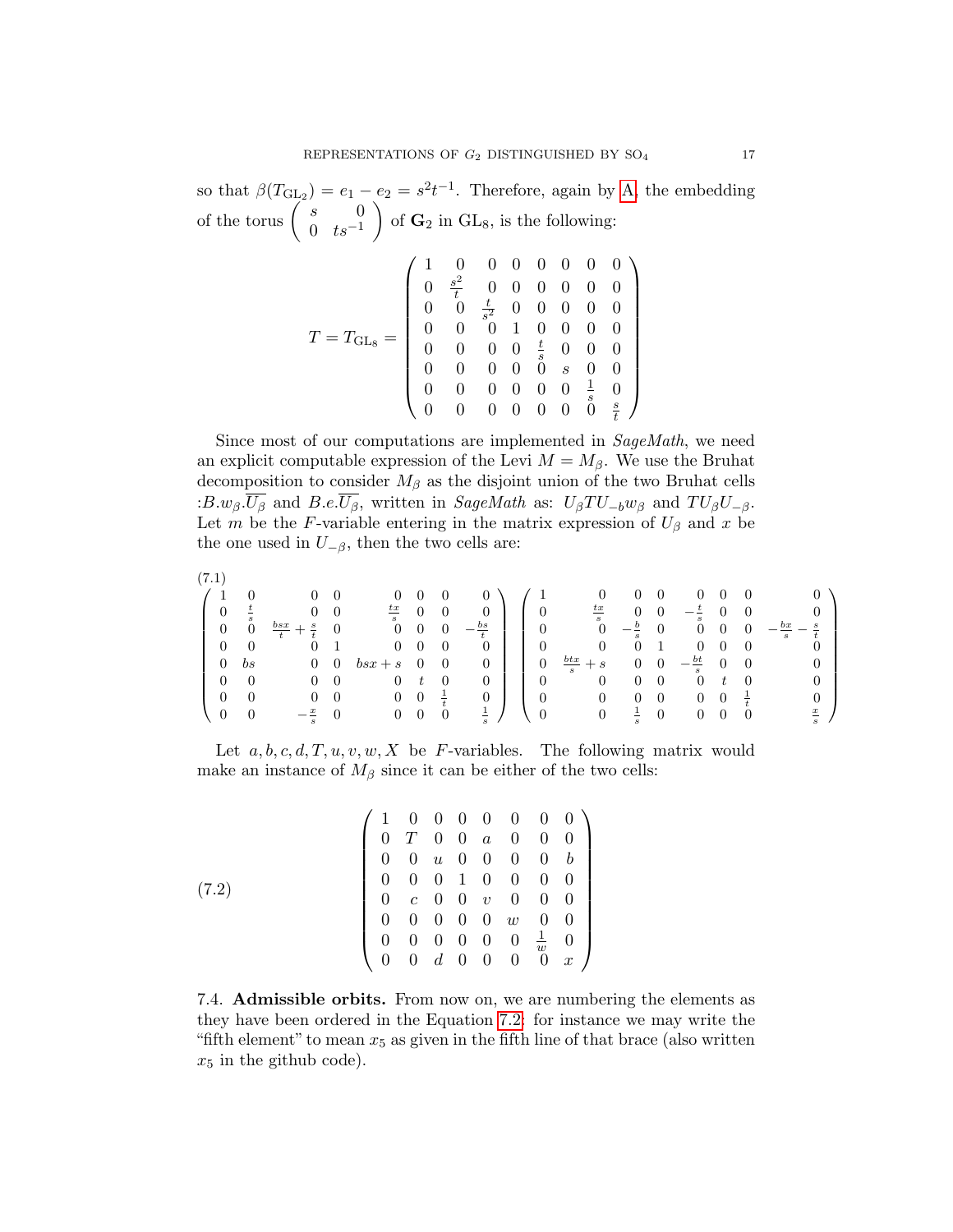so that $\beta(T_{\mathrm{GL}_2}) = e_1 - e_2 = s^2t^{-1}$. Therefore, again by A, the embedding of the torus $\begin{pmatrix} s & 0 \\ 0 & ts^{-1} \end{pmatrix}$ of $\mathbf{G}_2$ in $\mathrm{GL}_8$, is the following:

$$T = T_{\mathrm{GL}_8} = \begin{pmatrix} 1 & 0 & 0 & 0 & 0 & 0 & 0 & 0 \\ 0 & \frac{s^2}{t} & 0 & 0 & 0 & 0 & 0 & 0 \\ 0 & 0 & \frac{t}{s^2} & 0 & 0 & 0 & 0 & 0 \\ 0 & 0 & 0 & 1 & 0 & 0 & 0 & 0 \\ 0 & 0 & 0 & 0 & \frac{t}{s} & 0 & 0 & 0 \\ 0 & 0 & 0 & 0 & 0 & s & 0 & 0 \\ 0 & 0 & 0 & 0 & 0 & 0 & \frac{1}{s} & 0 \\ 0 & 0 & 0 & 0 & 0 & 0 & 0 & \frac{s}{t} \end{pmatrix}$$

Since most of our computations are implemented in *SageMath*, we need an explicit computable expression of the Levi $M = M_\beta$. We use the Bruhat decomposition to consider $M_\beta$ as the disjoint union of the two Bruhat cells :$B.w_\beta.\overline{U_\beta}$ and $B.e.\overline{U_\beta}$, written in *SageMath* as: $U_\beta T U_{-b} w_\beta$ and $T U_\beta U_{-\beta}$. Let $m$ be the $F$-variable entering in the matrix expression of $U_\beta$ and $x$ be the one used in $U_{-\beta}$, then the two cells are:

$$(7.1)\quad \begin{pmatrix} 1 & 0 & 0 & 0 & 0 & 0 & 0 & 0 \\ 0 & \frac{t}{s} & 0 & 0 & \frac{tx}{s} & 0 & 0 & 0 \\ 0 & 0 & \frac{bsx}{t}+\frac{s}{t} & 0 & 0 & 0 & 0 & -\frac{bs}{t} \\ 0 & 0 & 0 & 1 & 0 & 0 & 0 & 0 \\ 0 & bs & 0 & 0 & bsx+s & 0 & 0 & 0 \\ 0 & 0 & 0 & 0 & 0 & t & 0 & 0 \\ 0 & 0 & 0 & 0 & 0 & 0 & \frac{1}{t} & 0 \\ 0 & 0 & -\frac{x}{s} & 0 & 0 & 0 & 0 & \frac{1}{s} \end{pmatrix} \begin{pmatrix} 1 & 0 & 0 & 0 & 0 & 0 & 0 & 0 \\ 0 & \frac{tx}{s} & 0 & 0 & -\frac{t}{s} & 0 & 0 & 0 \\ 0 & 0 & -\frac{b}{s} & 0 & 0 & 0 & 0 & -\frac{bx}{s}-\frac{s}{t} \\ 0 & 0 & 0 & 1 & 0 & 0 & 0 & 0 \\ 0 & \frac{btx}{s}+s & 0 & 0 & -\frac{bt}{s} & 0 & 0 & 0 \\ 0 & 0 & 0 & 0 & 0 & t & 0 & 0 \\ 0 & 0 & 0 & 0 & 0 & 0 & \frac{1}{t} & 0 \\ 0 & 0 & \frac{1}{s} & 0 & 0 & 0 & 0 & \frac{x}{s} \end{pmatrix}$$

Let $a, b, c, d, T, u, v, w, X$ be $F$-variables. The following matrix would make an instance of $M_\beta$ since it can be either of the two cells:

$$(7.2)\quad \begin{pmatrix} 1 & 0 & 0 & 0 & 0 & 0 & 0 & 0 \\ 0 & T & 0 & 0 & a & 0 & 0 & 0 \\ 0 & 0 & u & 0 & 0 & 0 & 0 & b \\ 0 & 0 & 0 & 1 & 0 & 0 & 0 & 0 \\ 0 & c & 0 & 0 & v & 0 & 0 & 0 \\ 0 & 0 & 0 & 0 & 0 & w & 0 & 0 \\ 0 & 0 & 0 & 0 & 0 & 0 & \frac{1}{w} & 0 \\ 0 & 0 & d & 0 & 0 & 0 & 0 & x \end{pmatrix}$$

7.4. **Admissible orbits.** From now on, we are numbering the elements as they have been ordered in the Equation 7.2: for instance we may write the "fifth element" to mean $x_5$ as given in the fifth line of that brace (also written $x_5$ in the github code).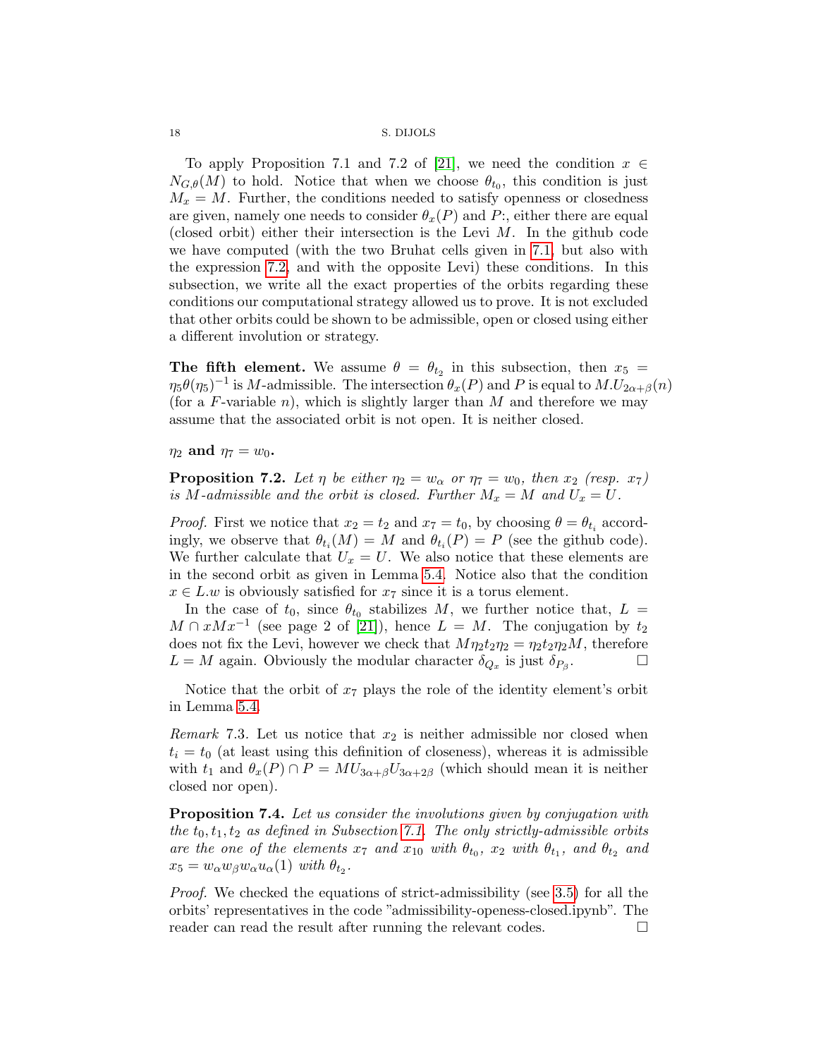To apply Proposition 7.1 and 7.2 of [21], we need the condition $x \in N_{G,\theta}(M)$ to hold. Notice that when we choose $\theta_{t_0}$, this condition is just $M_x = M$. Further, the conditions needed to satisfy openness or closedness are given, namely one needs to consider $\theta_x(P)$ and $P$:, either there are equal (closed orbit) either their intersection is the Levi $M$. In the github code we have computed (with the two Bruhat cells given in 7.1, but also with the expression 7.2, and with the opposite Levi) these conditions. In this subsection, we write all the exact properties of the orbits regarding these conditions our computational strategy allowed us to prove. It is not excluded that other orbits could be shown to be admissible, open or closed using either a different involution or strategy.

**The fifth element.** We assume $\theta = \theta_{t_2}$ in this subsection, then $x_5 = \eta_5\theta(\eta_5)^{-1}$ is $M$-admissible. The intersection $\theta_x(P)$ and $P$ is equal to $M.U_{2\alpha+\beta}(n)$ (for a $F$-variable $n$), which is slightly larger than $M$ and therefore we may assume that the associated orbit is not open. It is neither closed.

**$\eta_2$ and $\eta_7 = w_0$.**

**Proposition 7.2.** *Let $\eta$ be either $\eta_2 = w_\alpha$ or $\eta_7 = w_0$, then $x_2$ (resp. $x_7$) is $M$-admissible and the orbit is closed. Further $M_x = M$ and $U_x = U$.*

*Proof.* First we notice that $x_2 = t_2$ and $x_7 = t_0$, by choosing $\theta = \theta_{t_i}$ accordingly, we observe that $\theta_{t_i}(M) = M$ and $\theta_{t_i}(P) = P$ (see the github code). We further calculate that $U_x = U$. We also notice that these elements are in the second orbit as given in Lemma 5.4. Notice also that the condition $x \in L.w$ is obviously satisfied for $x_7$ since it is a torus element.

In the case of $t_0$, since $\theta_{t_0}$ stabilizes $M$, we further notice that, $L = M \cap xMx^{-1}$ (see page 2 of [21]), hence $L = M$. The conjugation by $t_2$ does not fix the Levi, however we check that $M\eta_2 t_2\eta_2 = \eta_2 t_2\eta_2 M$, therefore $L = M$ again. Obviously the modular character $\delta_{Q_x}$ is just $\delta_{P_\beta}$. $\square$

Notice that the orbit of $x_7$ plays the role of the identity element's orbit in Lemma 5.4.

*Remark* 7.3. Let us notice that $x_2$ is neither admissible nor closed when $t_i = t_0$ (at least using this definition of closeness), whereas it is admissible with $t_1$ and $\theta_x(P) \cap P = MU_{3\alpha+\beta}U_{3\alpha+2\beta}$ (which should mean it is neither closed nor open).

**Proposition 7.4.** *Let us consider the involutions given by conjugation with the $t_0, t_1, t_2$ as defined in Subsection 7.1. The only strictly-admissible orbits are the one of the elements $x_7$ and $x_{10}$ with $\theta_{t_0}$, $x_2$ with $\theta_{t_1}$, and $\theta_{t_2}$ and $x_5 = w_\alpha w_\beta w_\alpha u_\alpha(1)$ with $\theta_{t_2}$.*

*Proof.* We checked the equations of strict-admissibility (see 3.5) for all the orbits' representatives in the code "admissibility-openess-closed.ipynb". The reader can read the result after running the relevant codes. $\square$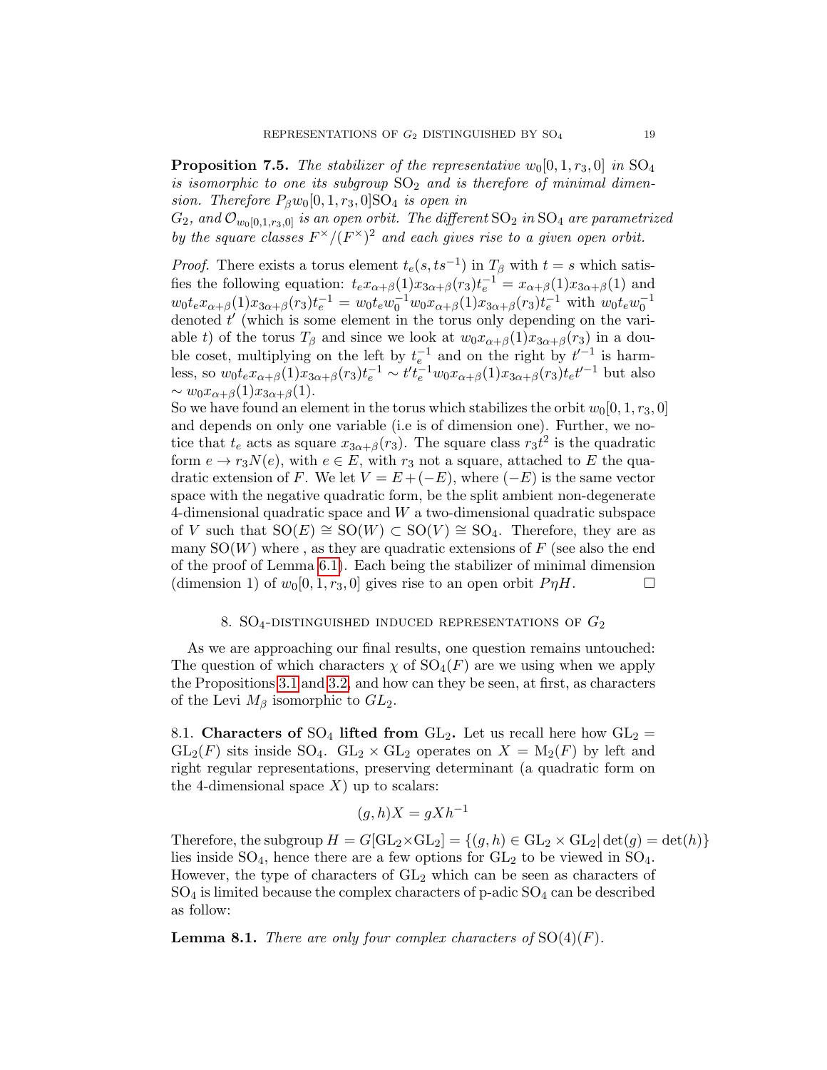**Proposition 7.5.** *The stabilizer of the representative $w_0[0,1,r_3,0]$ in $\mathrm{SO}_4$ is isomorphic to one its subgroup $\mathrm{SO}_2$ and is therefore of minimal dimension. Therefore $P_\beta w_0[0,1,r_3,0]\mathrm{SO}_4$ is open in $G_2$, and $\mathcal{O}_{w_0[0,1,r_3,0]}$ is an open orbit. The different $\mathrm{SO}_2$ in $\mathrm{SO}_4$ are parametrized by the square classes $F^\times/(F^\times)^2$ and each gives rise to a given open orbit.*

*Proof.* There exists a torus element $t_e(s, ts^{-1})$ in $T_\beta$ with $t = s$ which satisfies the following equation: $t_e x_{\alpha+\beta}(1)x_{3\alpha+\beta}(r_3)t_e^{-1} = x_{\alpha+\beta}(1)x_{3\alpha+\beta}(1)$ and $w_0 t_e x_{\alpha+\beta}(1)x_{3\alpha+\beta}(r_3)t_e^{-1} = w_0 t_e w_0^{-1} w_0 x_{\alpha+\beta}(1)x_{3\alpha+\beta}(r_3)t_e^{-1}$ with $w_0 t_e w_0^{-1}$ denoted $t'$ (which is some element in the torus only depending on the variable $t$) of the torus $T_\beta$ and since we look at $w_0 x_{\alpha+\beta}(1)x_{3\alpha+\beta}(r_3)$ in a double coset, multiplying on the left by $t_e^{-1}$ and on the right by $t'^{-1}$ is harmless, so $w_0 t_e x_{\alpha+\beta}(1)x_{3\alpha+\beta}(r_3)t_e^{-1} \sim t' t_e^{-1} w_0 x_{\alpha+\beta}(1)x_{3\alpha+\beta}(r_3)t_e t'^{-1}$ but also $\sim w_0 x_{\alpha+\beta}(1)x_{3\alpha+\beta}(1)$.
So we have found an element in the torus which stabilizes the orbit $w_0[0,1,r_3,0]$ and depends on only one variable (i.e is of dimension one). Further, we notice that $t_e$ acts as square $x_{3\alpha+\beta}(r_3)$. The square class $r_3 t^2$ is the quadratic form $e \to r_3 N(e)$, with $e \in E$, with $r_3$ not a square, attached to $E$ the quadratic extension of $F$. We let $V = E + (-E)$, where $(-E)$ is the same vector space with the negative quadratic form, be the split ambient non-degenerate 4-dimensional quadratic space and $W$ a two-dimensional quadratic subspace of $V$ such that $\mathrm{SO}(E) \cong \mathrm{SO}(W) \subset \mathrm{SO}(V) \cong \mathrm{SO}_4$. Therefore, they are as many $\mathrm{SO}(W)$ where , as they are quadratic extensions of $F$ (see also the end of the proof of Lemma 6.1). Each being the stabilizer of minimal dimension (dimension 1) of $w_0[0,1,r_3,0]$ gives rise to an open orbit $P\eta H$. $\square$

## 8. $\mathrm{SO}_4$-distinguished induced representations of $G_2$

As we are approaching our final results, one question remains untouched: The question of which characters $\chi$ of $\mathrm{SO}_4(F)$ are we using when we apply the Propositions 3.1 and 3.2, and how can they be seen, at first, as characters of the Levi $M_\beta$ isomorphic to $GL_2$.

### 8.1. Characters of $\mathrm{SO}_4$ lifted from $\mathrm{GL}_2$.

Let us recall here how $\mathrm{GL}_2 = \mathrm{GL}_2(F)$ sits inside $\mathrm{SO}_4$. $\mathrm{GL}_2 \times \mathrm{GL}_2$ operates on $X = \mathrm{M}_2(F)$ by left and right regular representations, preserving determinant (a quadratic form on the 4-dimensional space $X$) up to scalars:

$$(g,h)X = gXh^{-1}$$

Therefore, the subgroup $H = G[\mathrm{GL}_2 \times \mathrm{GL}_2] = \{(g,h) \in \mathrm{GL}_2 \times \mathrm{GL}_2 | \det(g) = \det(h)\}$ lies inside $\mathrm{SO}_4$, hence there are a few options for $\mathrm{GL}_2$ to be viewed in $\mathrm{SO}_4$. However, the type of characters of $\mathrm{GL}_2$ which can be seen as characters of $\mathrm{SO}_4$ is limited because the complex characters of p-adic $\mathrm{SO}_4$ can be described as follow:

**Lemma 8.1.** *There are only four complex characters of $\mathrm{SO}(4)(F)$.*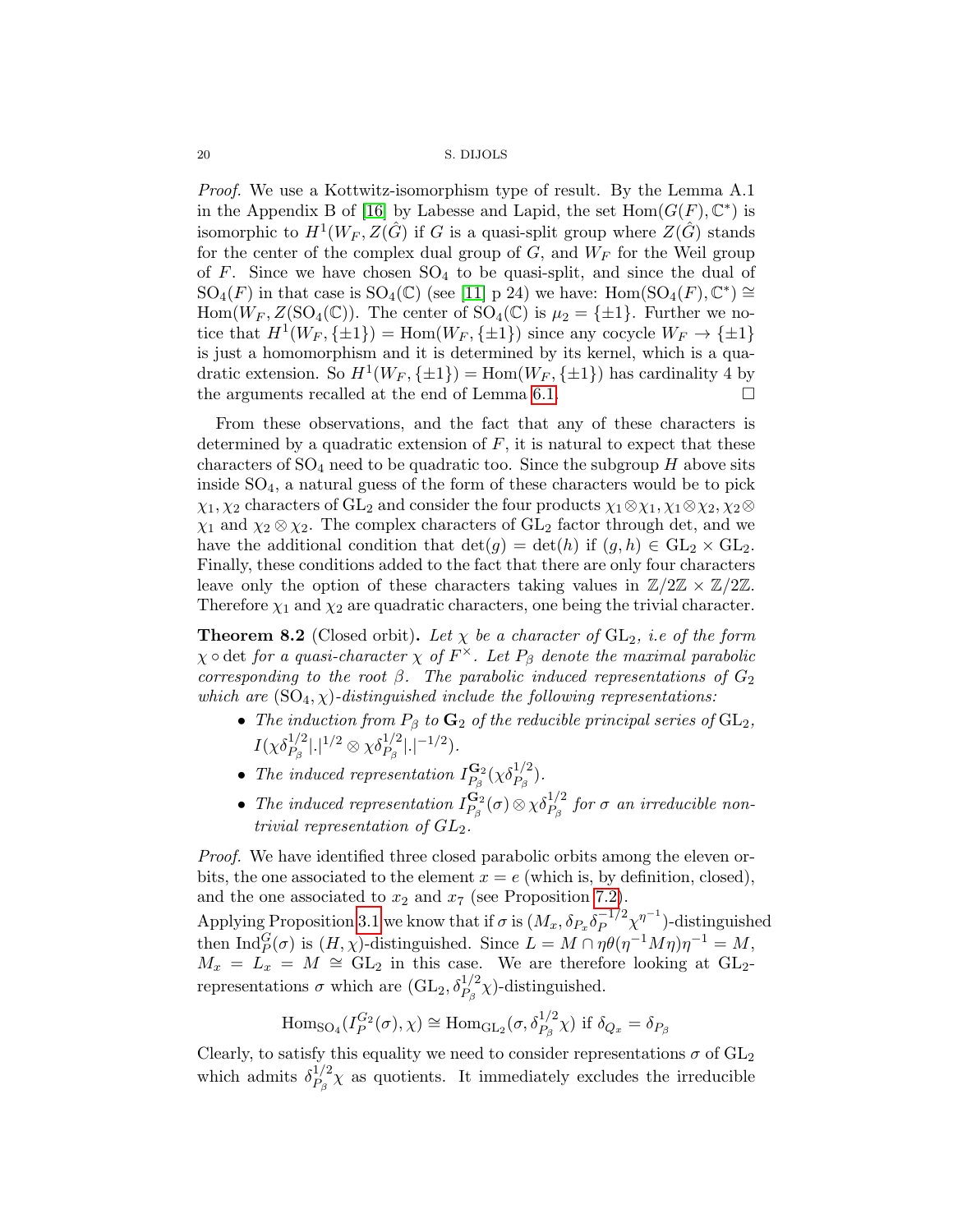*Proof.* We use a Kottwitz-isomorphism type of result. By the Lemma A.1 in the Appendix B of [16] by Labesse and Lapid, the set $\mathrm{Hom}(G(F), \mathbb{C}^*)$ is isomorphic to $H^1(W_F, Z(\hat{G})$ if $G$ is a quasi-split group where $Z(\hat{G})$ stands for the center of the complex dual group of $G$, and $W_F$ for the Weil group of $F$. Since we have chosen $\mathrm{SO}_4$ to be quasi-split, and since the dual of $\mathrm{SO}_4(F)$ in that case is $\mathrm{SO}_4(\mathbb{C})$ (see [11] p 24) we have: $\mathrm{Hom}(\mathrm{SO}_4(F), \mathbb{C}^*) \cong \mathrm{Hom}(W_F, Z(\mathrm{SO}_4(\mathbb{C}))$. The center of $\mathrm{SO}_4(\mathbb{C})$ is $\mu_2 = \{\pm 1\}$. Further we notice that $H^1(W_F, \{\pm 1\}) = \mathrm{Hom}(W_F, \{\pm 1\})$ since any cocycle $W_F \to \{\pm 1\}$ is just a homomorphism and it is determined by its kernel, which is a quadratic extension. So $H^1(W_F, \{\pm 1\}) = \mathrm{Hom}(W_F, \{\pm 1\})$ has cardinality 4 by the arguments recalled at the end of Lemma 6.1. □

From these observations, and the fact that any of these characters is determined by a quadratic extension of $F$, it is natural to expect that these characters of $\mathrm{SO}_4$ need to be quadratic too. Since the subgroup $H$ above sits inside $\mathrm{SO}_4$, a natural guess of the form of these characters would be to pick $\chi_1, \chi_2$ characters of $\mathrm{GL}_2$ and consider the four products $\chi_1 \otimes \chi_1, \chi_1 \otimes \chi_2, \chi_2 \otimes \chi_1$ and $\chi_2 \otimes \chi_2$. The complex characters of $\mathrm{GL}_2$ factor through det, and we have the additional condition that $\det(g) = \det(h)$ if $(g, h) \in \mathrm{GL}_2 \times \mathrm{GL}_2$. Finally, these conditions added to the fact that there are only four characters leave only the option of these characters taking values in $\mathbb{Z}/2\mathbb{Z} \times \mathbb{Z}/2\mathbb{Z}$. Therefore $\chi_1$ and $\chi_2$ are quadratic characters, one being the trivial character.

**Theorem 8.2** (Closed orbit)**.** *Let $\chi$ be a character of $\mathrm{GL}_2$, i.e of the form $\chi \circ \det$ for a quasi-character $\chi$ of $F^\times$. Let $P_\beta$ denote the maximal parabolic corresponding to the root $\beta$. The parabolic induced representations of $G_2$ which are $(\mathrm{SO}_4, \chi)$-distinguished include the following representations:*

- *The induction from $P_\beta$ to $\mathbf{G}_2$ of the reducible principal series of $\mathrm{GL}_2$, $I(\chi\delta_{P_\beta}^{1/2}|.|^{1/2} \otimes \chi\delta_{P_\beta}^{1/2}|.|^{-1/2})$.*
- *The induced representation $I_{P_\beta}^{\mathbf{G}_2}(\chi\delta_{P_\beta}^{1/2})$.*
- *The induced representation $I_{P_\beta}^{\mathbf{G}_2}(\sigma) \otimes \chi\delta_{P_\beta}^{1/2}$ for $\sigma$ an irreducible non-trivial representation of $GL_2$.*

*Proof.* We have identified three closed parabolic orbits among the eleven orbits, the one associated to the element $x = e$ (which is, by definition, closed), and the one associated to $x_2$ and $x_7$ (see Proposition 7.2).
Applying Proposition 3.1 we know that if $\sigma$ is $(M_x, \delta_{P_x}\delta_P^{-1/2}\chi^{\eta^{-1}})$-distinguished then $\mathrm{Ind}_P^G(\sigma)$ is $(H, \chi)$-distinguished. Since $L = M \cap \eta\theta(\eta^{-1}M\eta)\eta^{-1} = M$, $M_x = L_x = M \cong \mathrm{GL}_2$ in this case. We are therefore looking at $\mathrm{GL}_2$-representations $\sigma$ which are $(\mathrm{GL}_2, \delta_{P_\beta}^{1/2}\chi)$-distinguished.

$$\mathrm{Hom}_{\mathrm{SO}_4}(I_P^{G_2}(\sigma), \chi) \cong \mathrm{Hom}_{\mathrm{GL}_2}(\sigma, \delta_{P_\beta}^{1/2}\chi) \text{ if } \delta_{Q_x} = \delta_{P_\beta}$$

Clearly, to satisfy this equality we need to consider representations $\sigma$ of $\mathrm{GL}_2$ which admits $\delta_{P_\beta}^{1/2}\chi$ as quotients. It immediately excludes the irreducible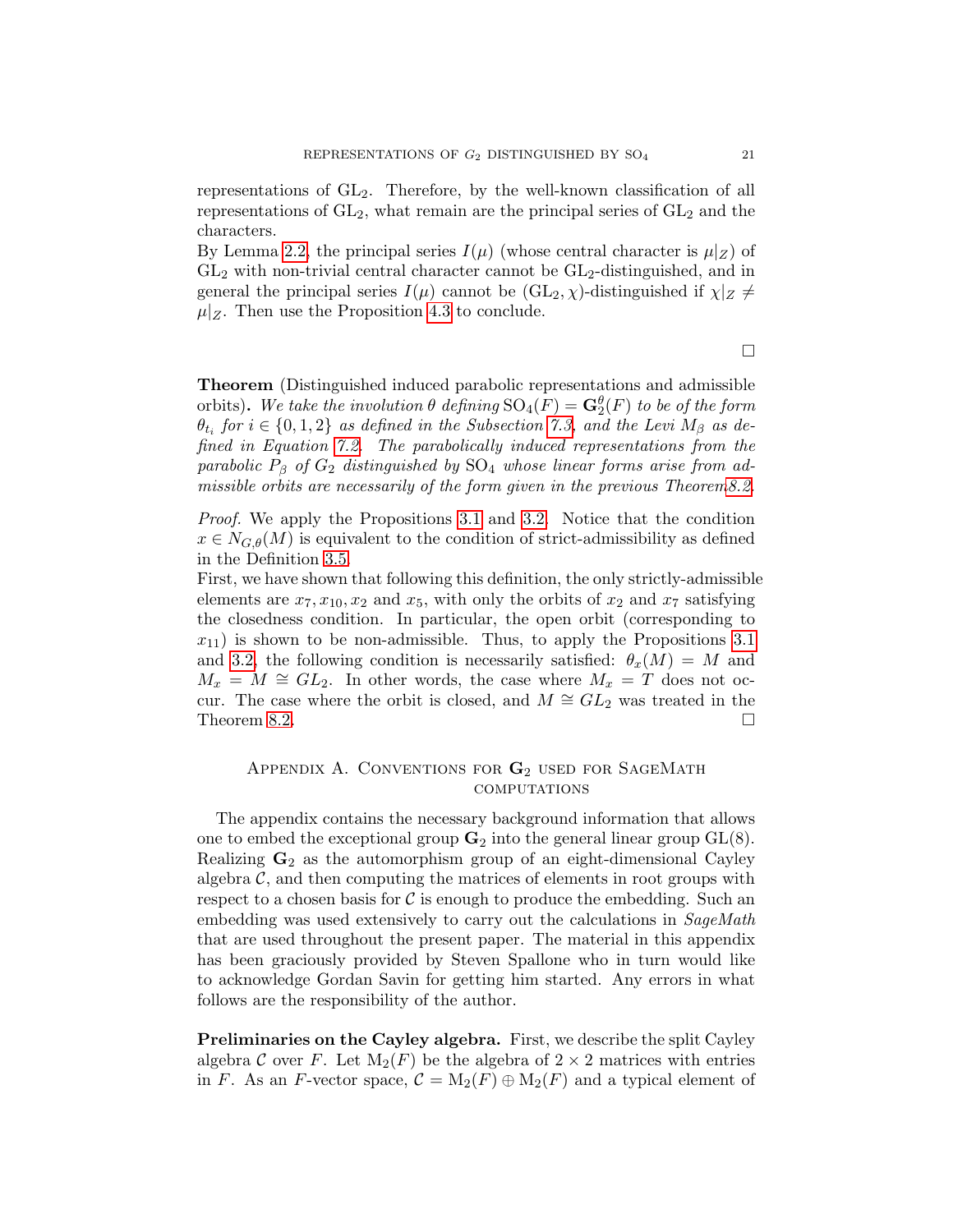representations of $\mathrm{GL}_2$. Therefore, by the well-known classification of all representations of $\mathrm{GL}_2$, what remain are the principal series of $\mathrm{GL}_2$ and the characters.
By Lemma 2.2, the principal series $I(\mu)$ (whose central character is $\mu|_Z$) of $\mathrm{GL}_2$ with non-trivial central character cannot be $\mathrm{GL}_2$-distinguished, and in general the principal series $I(\mu)$ cannot be $(\mathrm{GL}_2, \chi)$-distinguished if $\chi|_Z \neq \mu|_Z$. Then use the Proposition 4.3 to conclude.

□

**Theorem** (Distinguished induced parabolic representations and admissible orbits)**.** *We take the involution $\theta$ defining $\mathrm{SO}_4(F) = \mathbf{G}_2^\theta(F)$ to be of the form $\theta_{t_i}$ for $i \in \{0, 1, 2\}$ as defined in the Subsection 7.3, and the Levi $M_\beta$ as defined in Equation 7.2. The parabolically induced representations from the parabolic $P_\beta$ of $G_2$ distinguished by $\mathrm{SO}_4$ whose linear forms arise from admissible orbits are necessarily of the form given in the previous Theorem8.2.*

*Proof.* We apply the Propositions 3.1 and 3.2. Notice that the condition $x \in N_{G,\theta}(M)$ is equivalent to the condition of strict-admissibility as defined in the Definition 3.5.
First, we have shown that following this definition, the only strictly-admissible elements are $x_7, x_{10}, x_2$ and $x_5$, with only the orbits of $x_2$ and $x_7$ satisfying the closedness condition. In particular, the open orbit (corresponding to $x_{11}$) is shown to be non-admissible. Thus, to apply the Propositions 3.1 and 3.2, the following condition is necessarily satisfied: $\theta_x(M) = M$ and $M_x = M \cong GL_2$. In other words, the case where $M_x = T$ does not occur. The case where the orbit is closed, and $M \cong GL_2$ was treated in the Theorem 8.2. □

## Appendix A. Conventions for $\mathbf{G}_2$ used for SageMath computations

The appendix contains the necessary background information that allows one to embed the exceptional group $\mathbf{G}_2$ into the general linear group $\mathrm{GL}(8)$. Realizing $\mathbf{G}_2$ as the automorphism group of an eight-dimensional Cayley algebra $\mathcal{C}$, and then computing the matrices of elements in root groups with respect to a chosen basis for $\mathcal{C}$ is enough to produce the embedding. Such an embedding was used extensively to carry out the calculations in *SageMath* that are used throughout the present paper. The material in this appendix has been graciously provided by Steven Spallone who in turn would like to acknowledge Gordan Savin for getting him started. Any errors in what follows are the responsibility of the author.

**Preliminaries on the Cayley algebra.** First, we describe the split Cayley algebra $\mathcal{C}$ over $F$. Let $\mathrm{M}_2(F)$ be the algebra of $2 \times 2$ matrices with entries in $F$. As an $F$-vector space, $\mathcal{C} = \mathrm{M}_2(F) \oplus \mathrm{M}_2(F)$ and a typical element of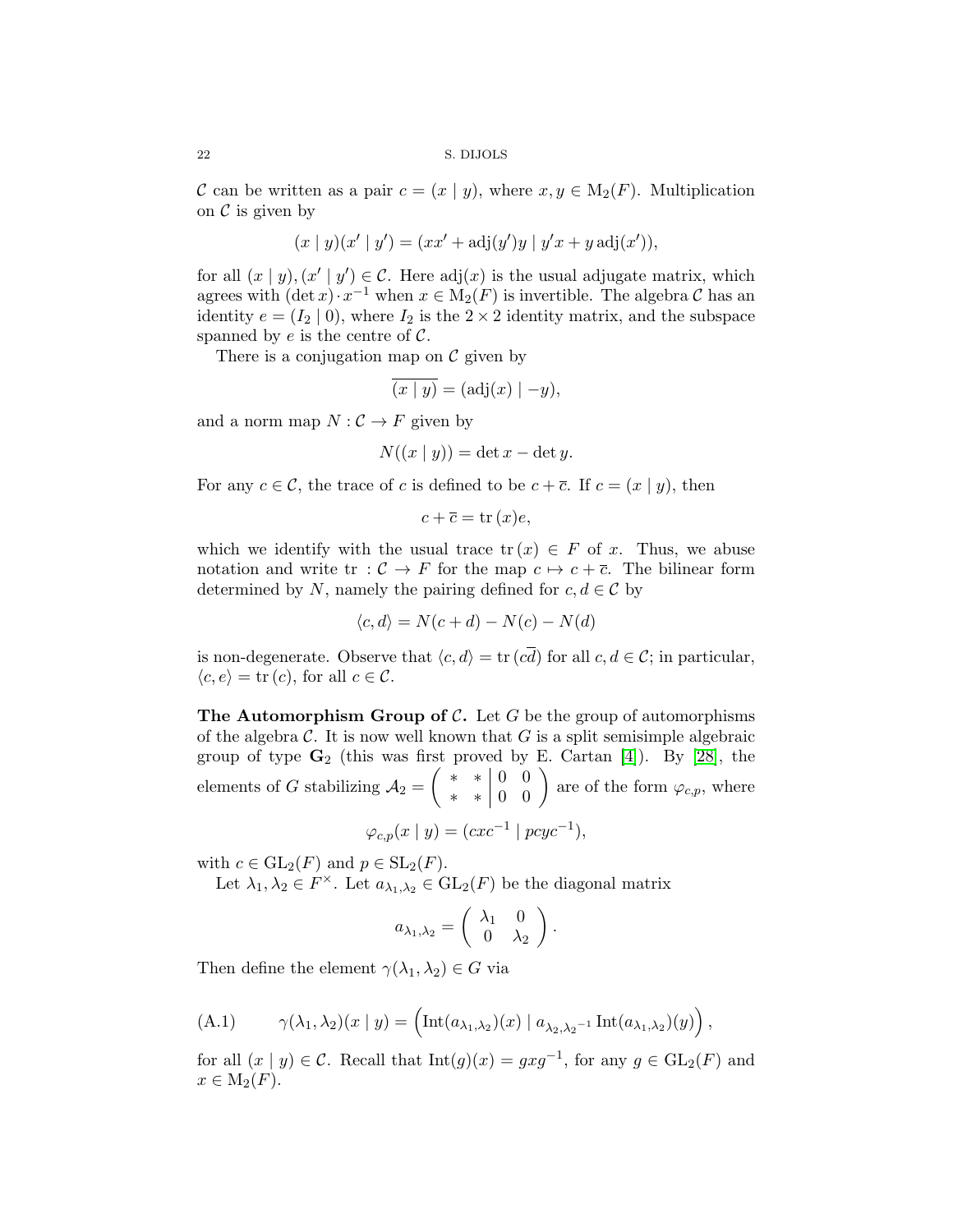$\mathcal{C}$ can be written as a pair $c = (x \mid y)$, where $x, y \in \mathrm{M}_2(F)$. Multiplication on $\mathcal{C}$ is given by

$$(x \mid y)(x' \mid y') = (xx' + \mathrm{adj}(y')y \mid y'x + y\,\mathrm{adj}(x')),$$

for all $(x \mid y), (x' \mid y') \in \mathcal{C}$. Here $\mathrm{adj}(x)$ is the usual adjugate matrix, which agrees with $(\det x) \cdot x^{-1}$ when $x \in \mathrm{M}_2(F)$ is invertible. The algebra $\mathcal{C}$ has an identity $e = (I_2 \mid 0)$, where $I_2$ is the $2 \times 2$ identity matrix, and the subspace spanned by $e$ is the centre of $\mathcal{C}$.

There is a conjugation map on $\mathcal{C}$ given by

$$\overline{(x \mid y)} = (\mathrm{adj}(x) \mid -y),$$

and a norm map $N : \mathcal{C} \to F$ given by

$$N((x \mid y)) = \det x - \det y.$$

For any $c \in \mathcal{C}$, the trace of $c$ is defined to be $c + \overline{c}$. If $c = (x \mid y)$, then

$$c + \overline{c} = \mathrm{tr}\,(x)e,$$

which we identify with the usual trace $\mathrm{tr}\,(x) \in F$ of $x$. Thus, we abuse notation and write $\mathrm{tr} : \mathcal{C} \to F$ for the map $c \mapsto c + \overline{c}$. The bilinear form determined by $N$, namely the pairing defined for $c, d \in \mathcal{C}$ by

$$\langle c, d \rangle = N(c + d) - N(c) - N(d)$$

is non-degenerate. Observe that $\langle c, d \rangle = \mathrm{tr}\,(c\overline{d})$ for all $c, d \in \mathcal{C}$; in particular, $\langle c, e \rangle = \mathrm{tr}\,(c)$, for all $c \in \mathcal{C}$.

**The Automorphism Group of $\mathcal{C}$.** Let $G$ be the group of automorphisms of the algebra $\mathcal{C}$. It is now well known that $G$ is a split semisimple algebraic group of type $\mathbf{G}_2$ (this was first proved by E. Cartan [4]). By [28], the elements of $G$ stabilizing $\mathcal{A}_2 = \left( \begin{array}{cc|cc} * & * & 0 & 0 \\ * & * & 0 & 0 \end{array} \right)$ are of the form $\varphi_{c,p}$, where

$$\varphi_{c,p}(x \mid y) = (cxc^{-1} \mid pcyc^{-1}),$$

with $c \in \mathrm{GL}_2(F)$ and $p \in \mathrm{SL}_2(F)$.

Let $\lambda_1, \lambda_2 \in F^\times$. Let $a_{\lambda_1,\lambda_2} \in \mathrm{GL}_2(F)$ be the diagonal matrix

$$a_{\lambda_1,\lambda_2} = \begin{pmatrix} \lambda_1 & 0 \\ 0 & \lambda_2 \end{pmatrix}.$$

Then define the element $\gamma(\lambda_1, \lambda_2) \in G$ via

$$\gamma(\lambda_1, \lambda_2)(x \mid y) = \left( \mathrm{Int}(a_{\lambda_1,\lambda_2})(x) \mid a_{\lambda_2,\lambda_2^{-1}}\, \mathrm{Int}(a_{\lambda_1,\lambda_2})(y) \right), \tag{A.1}$$

for all $(x \mid y) \in \mathcal{C}$. Recall that $\mathrm{Int}(g)(x) = gxg^{-1}$, for any $g \in \mathrm{GL}_2(F)$ and $x \in \mathrm{M}_2(F)$.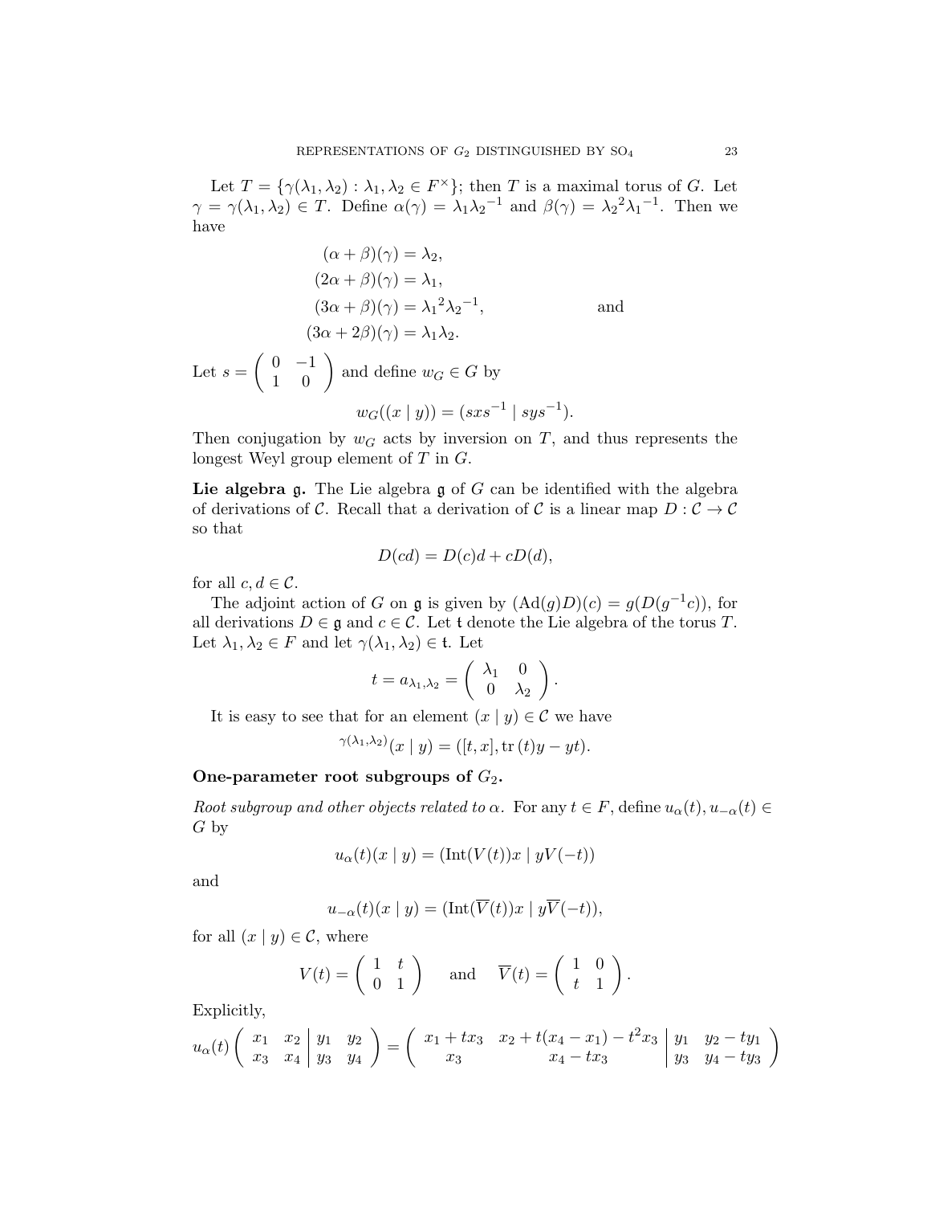Let $T = \{\gamma(\lambda_1, \lambda_2) : \lambda_1, \lambda_2 \in F^\times\}$; then $T$ is a maximal torus of $G$. Let $\gamma = \gamma(\lambda_1, \lambda_2) \in T$. Define $\alpha(\gamma) = \lambda_1 {\lambda_2}^{-1}$ and $\beta(\gamma) = {\lambda_2}^2 {\lambda_1}^{-1}$. Then we have

$$
\begin{aligned}
(\alpha + \beta)(\gamma) &= \lambda_2, \\
(2\alpha + \beta)(\gamma) &= \lambda_1, \\
(3\alpha + \beta)(\gamma) &= {\lambda_1}^2 {\lambda_2}^{-1}, \qquad \text{and} \\
(3\alpha + 2\beta)(\gamma) &= \lambda_1 \lambda_2.
\end{aligned}
$$

Let $s = \begin{pmatrix} 0 & -1 \\ 1 & 0 \end{pmatrix}$ and define $w_G \in G$ by

$$
w_G((x \mid y)) = (sxs^{-1} \mid sys^{-1}).
$$

Then conjugation by $w_G$ acts by inversion on $T$, and thus represents the longest Weyl group element of $T$ in $G$.

**Lie algebra $\mathfrak{g}$.** The Lie algebra $\mathfrak{g}$ of $G$ can be identified with the algebra of derivations of $\mathcal{C}$. Recall that a derivation of $\mathcal{C}$ is a linear map $D : \mathcal{C} \to \mathcal{C}$ so that

$$
D(cd) = D(c)d + cD(d),
$$

for all $c, d \in \mathcal{C}$.

The adjoint action of $G$ on $\mathfrak{g}$ is given by $(\mathrm{Ad}(g)D)(c) = g(D(g^{-1}c))$, for all derivations $D \in \mathfrak{g}$ and $c \in \mathcal{C}$. Let $\mathfrak{t}$ denote the Lie algebra of the torus $T$. Let $\lambda_1, \lambda_2 \in F$ and let $\gamma(\lambda_1, \lambda_2) \in \mathfrak{t}$. Let

$$
t = a_{\lambda_1, \lambda_2} = \begin{pmatrix} \lambda_1 & 0 \\ 0 & \lambda_2 \end{pmatrix}.
$$

It is easy to see that for an element $(x \mid y) \in \mathcal{C}$ we have

$$
{}^{\gamma(\lambda_1, \lambda_2)}(x \mid y) = ([t, x], \mathrm{tr}\,(t)y - yt).
$$

**One-parameter root subgroups of $G_2$.**

*Root subgroup and other objects related to $\alpha$.* For any $t \in F$, define $u_\alpha(t), u_{-\alpha}(t) \in G$ by

$$
u_\alpha(t)(x \mid y) = (\mathrm{Int}(V(t))x \mid yV(-t))
$$

and

$$
u_{-\alpha}(t)(x \mid y) = (\mathrm{Int}(\overline{V}(t))x \mid y\overline{V}(-t)),
$$

for all $(x \mid y) \in \mathcal{C}$, where

$$
V(t) = \begin{pmatrix} 1 & t \\ 0 & 1 \end{pmatrix} \quad \text{and} \quad \overline{V}(t) = \begin{pmatrix} 1 & 0 \\ t & 1 \end{pmatrix}.
$$

Explicitly,

$$
u_\alpha(t) \left( \begin{array}{cc|cc} x_1 & x_2 & y_1 & y_2 \\ x_3 & x_4 & y_3 & y_4 \end{array} \right) = \left( \begin{array}{cc|cc} x_1 + tx_3 & x_2 + t(x_4 - x_1) - t^2 x_3 & y_1 & y_2 - ty_1 \\ x_3 & x_4 - tx_3 & y_3 & y_4 - ty_3 \end{array} \right)
$$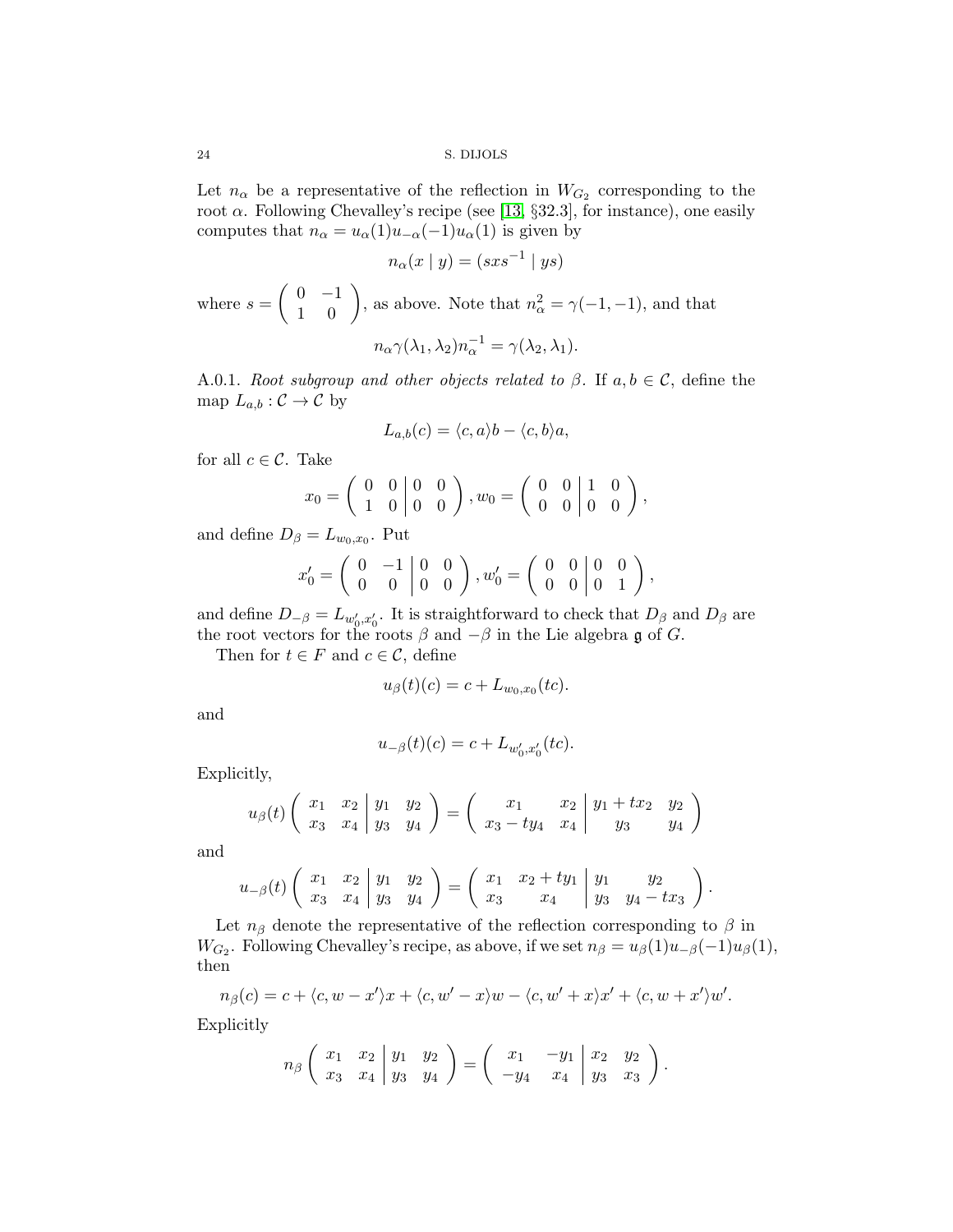Let $n_\alpha$ be a representative of the reflection in $W_{G_2}$ corresponding to the root $\alpha$. Following Chevalley's recipe (see [13, §32.3], for instance), one easily computes that $n_\alpha = u_\alpha(1)u_{-\alpha}(-1)u_\alpha(1)$ is given by

$$n_\alpha(x \mid y) = (sxs^{-1} \mid ys)$$

where $s = \begin{pmatrix} 0 & -1 \\ 1 & 0 \end{pmatrix}$, as above. Note that $n_\alpha^2 = \gamma(-1,-1)$, and that

$$n_\alpha \gamma(\lambda_1, \lambda_2) n_\alpha^{-1} = \gamma(\lambda_2, \lambda_1).$$

A.0.1. *Root subgroup and other objects related to $\beta$.* If $a, b \in \mathcal{C}$, define the map $L_{a,b} : \mathcal{C} \to \mathcal{C}$ by

$$L_{a,b}(c) = \langle c, a \rangle b - \langle c, b \rangle a,$$

for all $c \in \mathcal{C}$. Take

$$x_0 = \left( \begin{array}{cc|cc} 0 & 0 & 0 & 0 \\ 1 & 0 & 0 & 0 \end{array} \right), w_0 = \left( \begin{array}{cc|cc} 0 & 0 & 1 & 0 \\ 0 & 0 & 0 & 0 \end{array} \right),$$

and define $D_\beta = L_{w_0, x_0}$. Put

$$x_0' = \left( \begin{array}{cc|cc} 0 & -1 & 0 & 0 \\ 0 & 0 & 0 & 0 \end{array} \right), w_0' = \left( \begin{array}{cc|cc} 0 & 0 & 0 & 0 \\ 0 & 0 & 0 & 1 \end{array} \right),$$

and define $D_{-\beta} = L_{w_0', x_0'}$. It is straightforward to check that $D_\beta$ and $D_\beta$ are the root vectors for the roots $\beta$ and $-\beta$ in the Lie algebra $\mathfrak{g}$ of $G$.

Then for $t \in F$ and $c \in \mathcal{C}$, define

$$u_\beta(t)(c) = c + L_{w_0, x_0}(tc).$$

and

$$u_{-\beta}(t)(c) = c + L_{w_0', x_0'}(tc).$$

Explicitly,

$$u_\beta(t) \left( \begin{array}{cc|cc} x_1 & x_2 & y_1 & y_2 \\ x_3 & x_4 & y_3 & y_4 \end{array} \right) = \left( \begin{array}{cc|cc} x_1 & x_2 & y_1 + tx_2 & y_2 \\ x_3 - ty_4 & x_4 & y_3 & y_4 \end{array} \right)$$

and

$$u_{-\beta}(t) \left( \begin{array}{cc|cc} x_1 & x_2 & y_1 & y_2 \\ x_3 & x_4 & y_3 & y_4 \end{array} \right) = \left( \begin{array}{cc|cc} x_1 & x_2 + ty_1 & y_1 & y_2 \\ x_3 & x_4 & y_3 & y_4 - tx_3 \end{array} \right).$$

Let $n_\beta$ denote the representative of the reflection corresponding to $\beta$ in $W_{G_2}$. Following Chevalley's recipe, as above, if we set $n_\beta = u_\beta(1)u_{-\beta}(-1)u_\beta(1)$, then

$$n_\beta(c) = c + \langle c, w - x' \rangle x + \langle c, w' - x \rangle w - \langle c, w' + x \rangle x' + \langle c, w + x' \rangle w'.$$

Explicitly

$$n_\beta \left( \begin{array}{cc|cc} x_1 & x_2 & y_1 & y_2 \\ x_3 & x_4 & y_3 & y_4 \end{array} \right) = \left( \begin{array}{cc|cc} x_1 & -y_1 & x_2 & y_2 \\ -y_4 & x_4 & y_3 & x_3 \end{array} \right).$$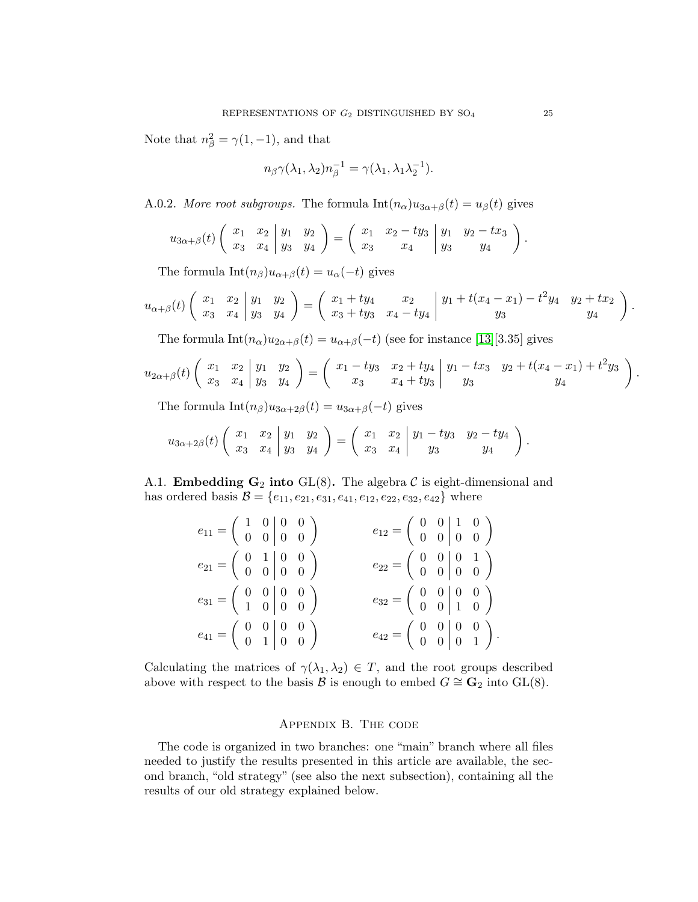Note that $n_\beta^2 = \gamma(1,-1)$, and that

$$n_\beta \gamma(\lambda_1, \lambda_2) n_\beta^{-1} = \gamma(\lambda_1, \lambda_1 \lambda_2^{-1}).$$

A.0.2. *More root subgroups.* The formula $\mathrm{Int}(n_\alpha) u_{3\alpha+\beta}(t) = u_\beta(t)$ gives

$$u_{3\alpha+\beta}(t) \left( \begin{array}{cc|cc} x_1 & x_2 & y_1 & y_2 \\ x_3 & x_4 & y_3 & y_4 \end{array} \right) = \left( \begin{array}{cc|cc} x_1 & x_2 - t y_3 & y_1 & y_2 - t x_3 \\ x_3 & x_4 & y_3 & y_4 \end{array} \right).$$

The formula $\mathrm{Int}(n_\beta) u_{\alpha+\beta}(t) = u_\alpha(-t)$ gives

$$u_{\alpha+\beta}(t) \left( \begin{array}{cc|cc} x_1 & x_2 & y_1 & y_2 \\ x_3 & x_4 & y_3 & y_4 \end{array} \right) = \left( \begin{array}{cc|cc} x_1 + t y_4 & x_2 & y_1 + t(x_4 - x_1) - t^2 y_4 & y_2 + t x_2 \\ x_3 + t y_3 & x_4 - t y_4 & y_3 & y_4 \end{array} \right).$$

The formula $\mathrm{Int}(n_\alpha) u_{2\alpha+\beta}(t) = u_{\alpha+\beta}(-t)$ (see for instance [13][3.35] gives

$$u_{2\alpha+\beta}(t) \left( \begin{array}{cc|cc} x_1 & x_2 & y_1 & y_2 \\ x_3 & x_4 & y_3 & y_4 \end{array} \right) = \left( \begin{array}{cc|cc} x_1 - t y_3 & x_2 + t y_4 & y_1 - t x_3 & y_2 + t(x_4 - x_1) + t^2 y_3 \\ x_3 & x_4 + t y_3 & y_3 & y_4 \end{array} \right).$$

The formula $\mathrm{Int}(n_\beta) u_{3\alpha+2\beta}(t) = u_{3\alpha+\beta}(-t)$ gives

$$u_{3\alpha+2\beta}(t) \left( \begin{array}{cc|cc} x_1 & x_2 & y_1 & y_2 \\ x_3 & x_4 & y_3 & y_4 \end{array} \right) = \left( \begin{array}{cc|cc} x_1 & x_2 & y_1 - t y_3 & y_2 - t y_4 \\ x_3 & x_4 & y_3 & y_4 \end{array} \right).$$

A.1. **Embedding $\mathbf{G}_2$ into** $\mathrm{GL}(8)$**.** The algebra $\mathcal{C}$ is eight-dimensional and has ordered basis $\mathcal{B} = \{e_{11}, e_{21}, e_{31}, e_{41}, e_{12}, e_{22}, e_{32}, e_{42}\}$ where

$$e_{11} = \left( \begin{array}{cc|cc} 1 & 0 & 0 & 0 \\ 0 & 0 & 0 & 0 \end{array} \right) \qquad e_{12} = \left( \begin{array}{cc|cc} 0 & 0 & 1 & 0 \\ 0 & 0 & 0 & 0 \end{array} \right)$$

$$e_{21} = \left( \begin{array}{cc|cc} 0 & 1 & 0 & 0 \\ 0 & 0 & 0 & 0 \end{array} \right) \qquad e_{22} = \left( \begin{array}{cc|cc} 0 & 0 & 0 & 1 \\ 0 & 0 & 0 & 0 \end{array} \right)$$

$$e_{31} = \left( \begin{array}{cc|cc} 0 & 0 & 0 & 0 \\ 1 & 0 & 0 & 0 \end{array} \right) \qquad e_{32} = \left( \begin{array}{cc|cc} 0 & 0 & 0 & 0 \\ 0 & 0 & 1 & 0 \end{array} \right)$$

$$e_{41} = \left( \begin{array}{cc|cc} 0 & 0 & 0 & 0 \\ 0 & 1 & 0 & 0 \end{array} \right) \qquad e_{42} = \left( \begin{array}{cc|cc} 0 & 0 & 0 & 0 \\ 0 & 0 & 0 & 1 \end{array} \right).$$

Calculating the matrices of $\gamma(\lambda_1, \lambda_2) \in T$, and the root groups described above with respect to the basis $\mathcal{B}$ is enough to embed $G \cong \mathbf{G}_2$ into $\mathrm{GL}(8)$.

## Appendix B. The code

The code is organized in two branches: one "main" branch where all files needed to justify the results presented in this article are available, the second branch, "old strategy" (see also the next subsection), containing all the results of our old strategy explained below.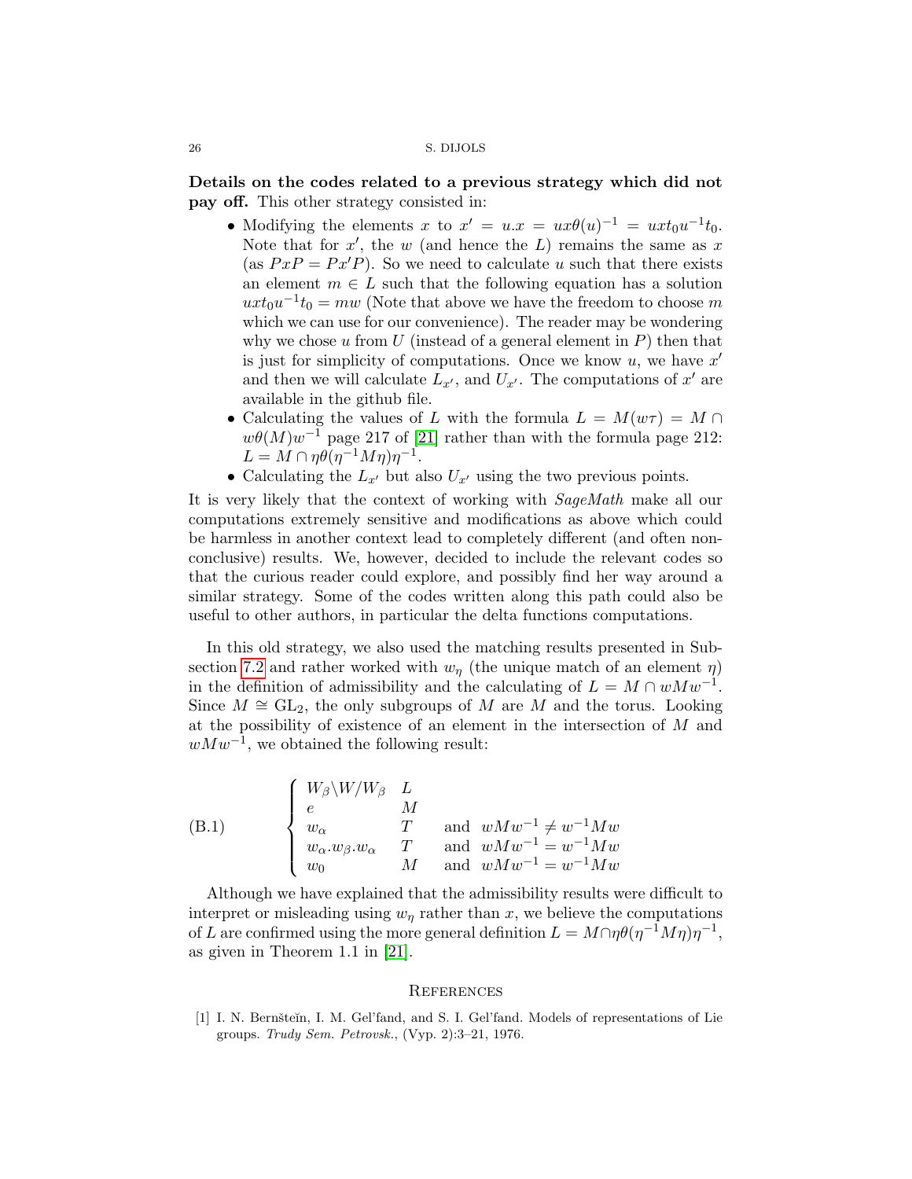**Details on the codes related to a previous strategy which did not pay off.** This other strategy consisted in:

- Modifying the elements $x$ to $x' = u.x = ux\theta(u)^{-1} = uxt_0u^{-1}t_0$. Note that for $x'$, the $w$ (and hence the $L$) remains the same as $x$ (as $PxP = Px'P$). So we need to calculate $u$ such that there exists an element $m \in L$ such that the following equation has a solution $uxt_0u^{-1}t_0 = mw$ (Note that above we have the freedom to choose $m$ which we can use for our convenience). The reader may be wondering why we chose $u$ from $U$ (instead of a general element in $P$) then that is just for simplicity of computations. Once we know $u$, we have $x'$ and then we will calculate $L_{x'}$, and $U_{x'}$. The computations of $x'$ are available in the github file.
- Calculating the values of $L$ with the formula $L = M(w\tau) = M \cap w\theta(M)w^{-1}$ page 217 of [21] rather than with the formula page 212: $L = M \cap \eta\theta(\eta^{-1}M\eta)\eta^{-1}$.
- Calculating the $L_{x'}$ but also $U_{x'}$ using the two previous points.

It is very likely that the context of working with *SageMath* make all our computations extremely sensitive and modifications as above which could be harmless in another context lead to completely different (and often non-conclusive) results. We, however, decided to include the relevant codes so that the curious reader could explore, and possibly find her way around a similar strategy. Some of the codes written along this path could also be useful to other authors, in particular the delta functions computations.

In this old strategy, we also used the matching results presented in Subsection 7.2 and rather worked with $w_\eta$ (the unique match of an element $\eta$) in the definition of admissibility and the calculating of $L = M \cap wMw^{-1}$. Since $M \cong \mathrm{GL}_2$, the only subgroups of $M$ are $M$ and the torus. Looking at the possibility of existence of an element in the intersection of $M$ and $wMw^{-1}$, we obtained the following result:

$$
\text{(B.1)} \qquad \begin{cases} W_\beta\backslash W/W_\beta & L \\ e & M \\ w_\alpha & T \quad \text{and} \;\; wMw^{-1} \neq w^{-1}Mw \\ w_\alpha.w_\beta.w_\alpha & T \quad \text{and} \;\; wMw^{-1} = w^{-1}Mw \\ w_0 & M \quad \text{and} \;\; wMw^{-1} = w^{-1}Mw \end{cases}
$$

Although we have explained that the admissibility results were difficult to interpret or misleading using $w_\eta$ rather than $x$, we believe the computations of $L$ are confirmed using the more general definition $L = M \cap \eta\theta(\eta^{-1}M\eta)\eta^{-1}$, as given in Theorem 1.1 in [21].

## References

[1] I. N. Bernšteĭn, I. M. Gel'fand, and S. I. Gel'fand. Models of representations of Lie groups. *Trudy Sem. Petrovsk.*, (Vyp. 2):3–21, 1976.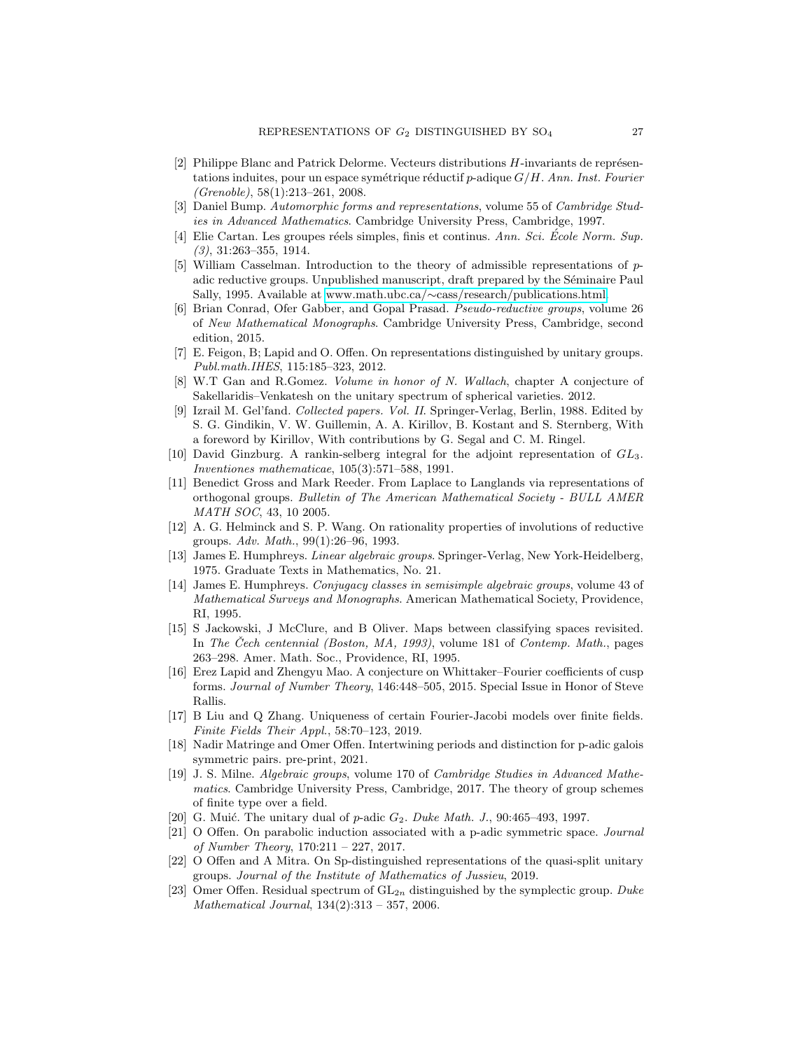- [2] Philippe Blanc and Patrick Delorme. Vecteurs distributions $H$-invariants de représentations induites, pour un espace symétrique réductif $p$-adique $G/H$. *Ann. Inst. Fourier (Grenoble)*, 58(1):213–261, 2008.
- [3] Daniel Bump. *Automorphic forms and representations*, volume 55 of *Cambridge Studies in Advanced Mathematics*. Cambridge University Press, Cambridge, 1997.
- [4] Elie Cartan. Les groupes réels simples, finis et continus. *Ann. Sci. École Norm. Sup. (3)*, 31:263–355, 1914.
- [5] William Casselman. Introduction to the theory of admissible representations of $p$-adic reductive groups. Unpublished manuscript, draft prepared by the Séminaire Paul Sally, 1995. Available at www.math.ubc.ca/∼cass/research/publications.html.
- [6] Brian Conrad, Ofer Gabber, and Gopal Prasad. *Pseudo-reductive groups*, volume 26 of *New Mathematical Monographs*. Cambridge University Press, Cambridge, second edition, 2015.
- [7] E. Feigon, B; Lapid and O. Offen. On representations distinguished by unitary groups. *Publ.math.IHES*, 115:185–323, 2012.
- [8] W.T Gan and R.Gomez. *Volume in honor of N. Wallach*, chapter A conjecture of Sakellaridis–Venkatesh on the unitary spectrum of spherical varieties. 2012.
- [9] Izrail M. Gel'fand. *Collected papers. Vol. II*. Springer-Verlag, Berlin, 1988. Edited by S. G. Gindikin, V. W. Guillemin, A. A. Kirillov, B. Kostant and S. Sternberg, With a foreword by Kirillov, With contributions by G. Segal and C. M. Ringel.
- [10] David Ginzburg. A rankin-selberg integral for the adjoint representation of $GL_3$. *Inventiones mathematicae*, 105(3):571–588, 1991.
- [11] Benedict Gross and Mark Reeder. From Laplace to Langlands via representations of orthogonal groups. *Bulletin of The American Mathematical Society - BULL AMER MATH SOC*, 43, 10 2005.
- [12] A. G. Helminck and S. P. Wang. On rationality properties of involutions of reductive groups. *Adv. Math.*, 99(1):26–96, 1993.
- [13] James E. Humphreys. *Linear algebraic groups*. Springer-Verlag, New York-Heidelberg, 1975. Graduate Texts in Mathematics, No. 21.
- [14] James E. Humphreys. *Conjugacy classes in semisimple algebraic groups*, volume 43 of *Mathematical Surveys and Monographs*. American Mathematical Society, Providence, RI, 1995.
- [15] S Jackowski, J McClure, and B Oliver. Maps between classifying spaces revisited. In *The Čech centennial (Boston, MA, 1993)*, volume 181 of *Contemp. Math.*, pages 263–298. Amer. Math. Soc., Providence, RI, 1995.
- [16] Erez Lapid and Zhengyu Mao. A conjecture on Whittaker–Fourier coefficients of cusp forms. *Journal of Number Theory*, 146:448–505, 2015. Special Issue in Honor of Steve Rallis.
- [17] B Liu and Q Zhang. Uniqueness of certain Fourier-Jacobi models over finite fields. *Finite Fields Their Appl.*, 58:70–123, 2019.
- [18] Nadir Matringe and Omer Offen. Intertwining periods and distinction for p-adic galois symmetric pairs. pre-print, 2021.
- [19] J. S. Milne. *Algebraic groups*, volume 170 of *Cambridge Studies in Advanced Mathematics*. Cambridge University Press, Cambridge, 2017. The theory of group schemes of finite type over a field.
- [20] G. Muić. The unitary dual of $p$-adic $G_2$. *Duke Math. J.*, 90:465–493, 1997.
- [21] O Offen. On parabolic induction associated with a p-adic symmetric space. *Journal of Number Theory*, 170:211 – 227, 2017.
- [22] O Offen and A Mitra. On Sp-distinguished representations of the quasi-split unitary groups. *Journal of the Institute of Mathematics of Jussieu*, 2019.
- [23] Omer Offen. Residual spectrum of $\mathrm{GL}_{2n}$ distinguished by the symplectic group. *Duke Mathematical Journal*, 134(2):313 – 357, 2006.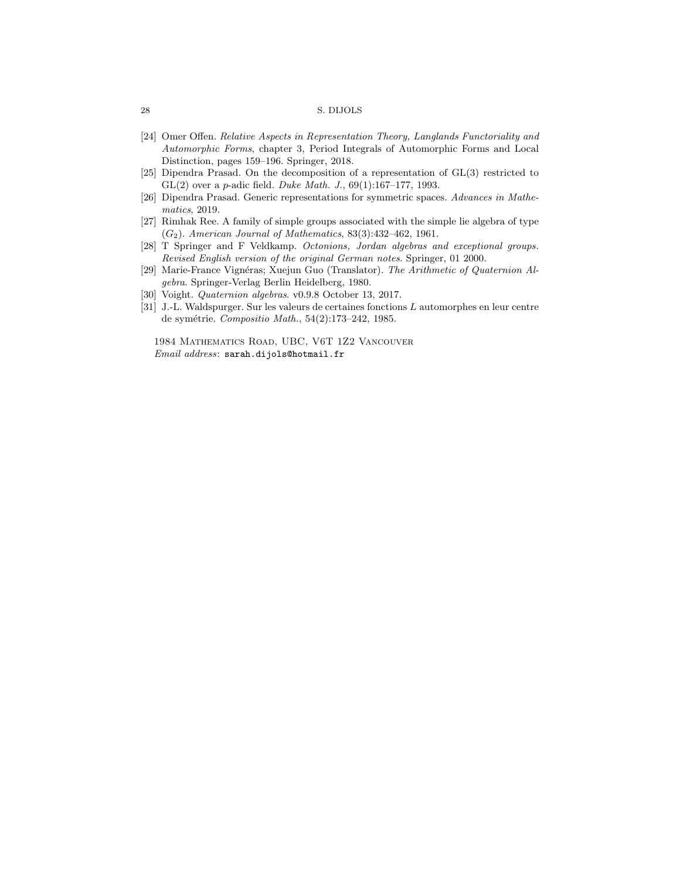- [24] Omer Offen. *Relative Aspects in Representation Theory, Langlands Functoriality and Automorphic Forms*, chapter 3, Period Integrals of Automorphic Forms and Local Distinction, pages 159–196. Springer, 2018.
- [25] Dipendra Prasad. On the decomposition of a representation of GL(3) restricted to GL(2) over a $p$-adic field. *Duke Math. J.*, 69(1):167–177, 1993.
- [26] Dipendra Prasad. Generic representations for symmetric spaces. *Advances in Mathematics*, 2019.
- [27] Rimhak Ree. A family of simple groups associated with the simple lie algebra of type $(G_2)$. *American Journal of Mathematics*, 83(3):432–462, 1961.
- [28] T Springer and F Veldkamp. *Octonions, Jordan algebras and exceptional groups. Revised English version of the original German notes*. Springer, 01 2000.
- [29] Marie-France Vignéras; Xuejun Guo (Translator). *The Arithmetic of Quaternion Algebra*. Springer-Verlag Berlin Heidelberg, 1980.
- [30] Voight. *Quaternion algebras*. v0.9.8 October 13, 2017.
- [31] J.-L. Waldspurger. Sur les valeurs de certaines fonctions $L$ automorphes en leur centre de symétrie. *Compositio Math.*, 54(2):173–242, 1985.

1984 Mathematics Road, UBC, V6T 1Z2 Vancouver
*Email address*: sarah.dijols@hotmail.fr